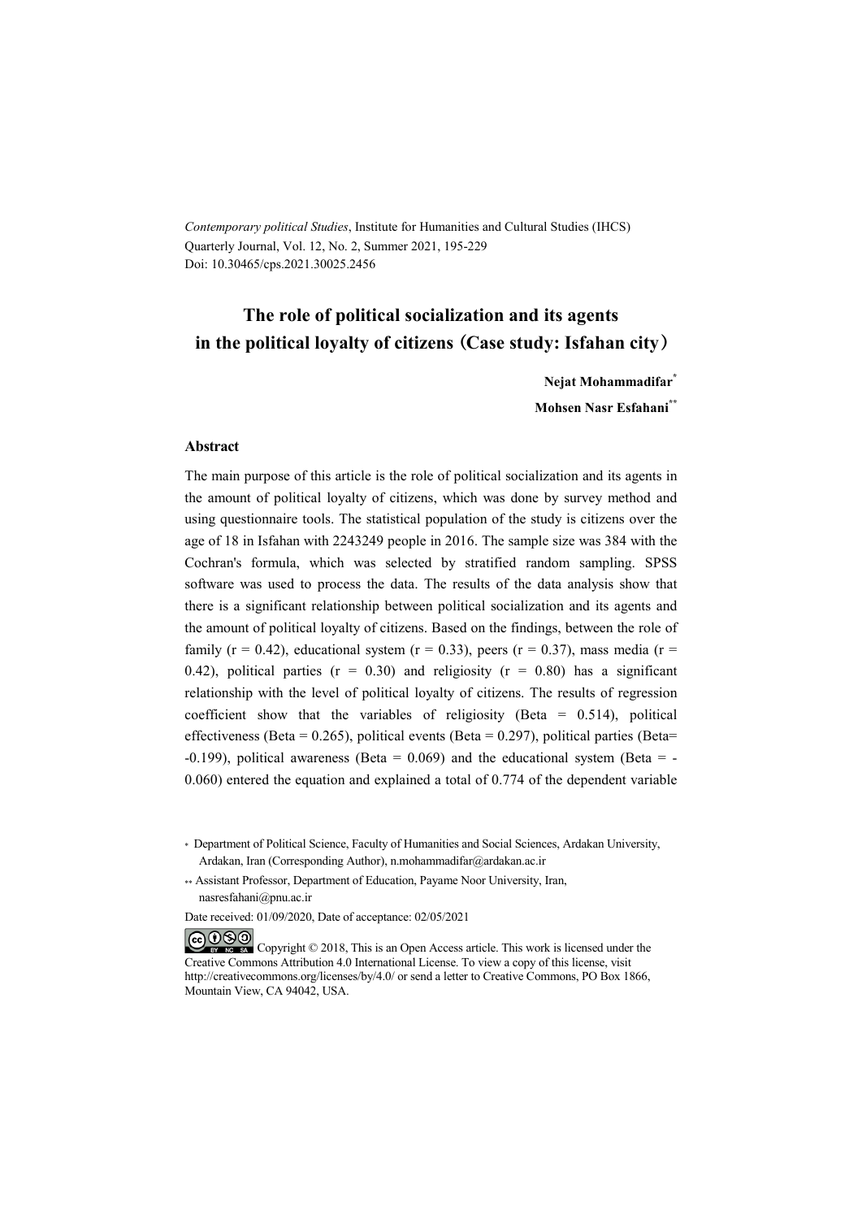*Contemporary political Studies*, Institute for Humanities and Cultural Studies (IHCS)
Quarterly Journal, Vol. 12, No. 2, Summer 2021, 195-229
Doi: 10.30465/cps.2021.30025.2456

# The role of political socialization and its agents in the political loyalty of citizens（Case study: Isfahan city）

**Nejat Mohammadifar**[*]

**Mohsen Nasr Esfahani**[**]

### Abstract

The main purpose of this article is the role of political socialization and its agents in the amount of political loyalty of citizens, which was done by survey method and using questionnaire tools. The statistical population of the study is citizens over the age of 18 in Isfahan with 2243249 people in 2016. The sample size was 384 with the Cochran's formula, which was selected by stratified random sampling. SPSS software was used to process the data. The results of the data analysis show that there is a significant relationship between political socialization and its agents and the amount of political loyalty of citizens. Based on the findings, between the role of family ($r = 0.42$), educational system ($r = 0.33$), peers ($r = 0.37$), mass media ($r = 0.42$), political parties ($r = 0.30$) and religiosity ($r = 0.80$) has a significant relationship with the level of political loyalty of citizens. The results of regression coefficient show that the variables of religiosity (Beta = 0.514), political effectiveness (Beta = 0.265), political events (Beta = 0.297), political parties (Beta= -0.199), political awareness (Beta = 0.069) and the educational system (Beta = -0.060) entered the equation and explained a total of 0.774 of the dependent variable

\* Department of Political Science, Faculty of Humanities and Social Sciences, Ardakan University, Ardakan, Iran (Corresponding Author), n.mohammadifar@ardakan.ac.ir

\*\* Assistant Professor, Department of Education, Payame Noor University, Iran, nasresfahani@pnu.ac.ir

Date received: 01/09/2020, Date of acceptance: 02/05/2021

Copyright © 2018, This is an Open Access article. This work is licensed under the Creative Commons Attribution 4.0 International License. To view a copy of this license, visit http://creativecommons.org/licenses/by/4.0/ or send a letter to Creative Commons, PO Box 1866, Mountain View, CA 94042, USA.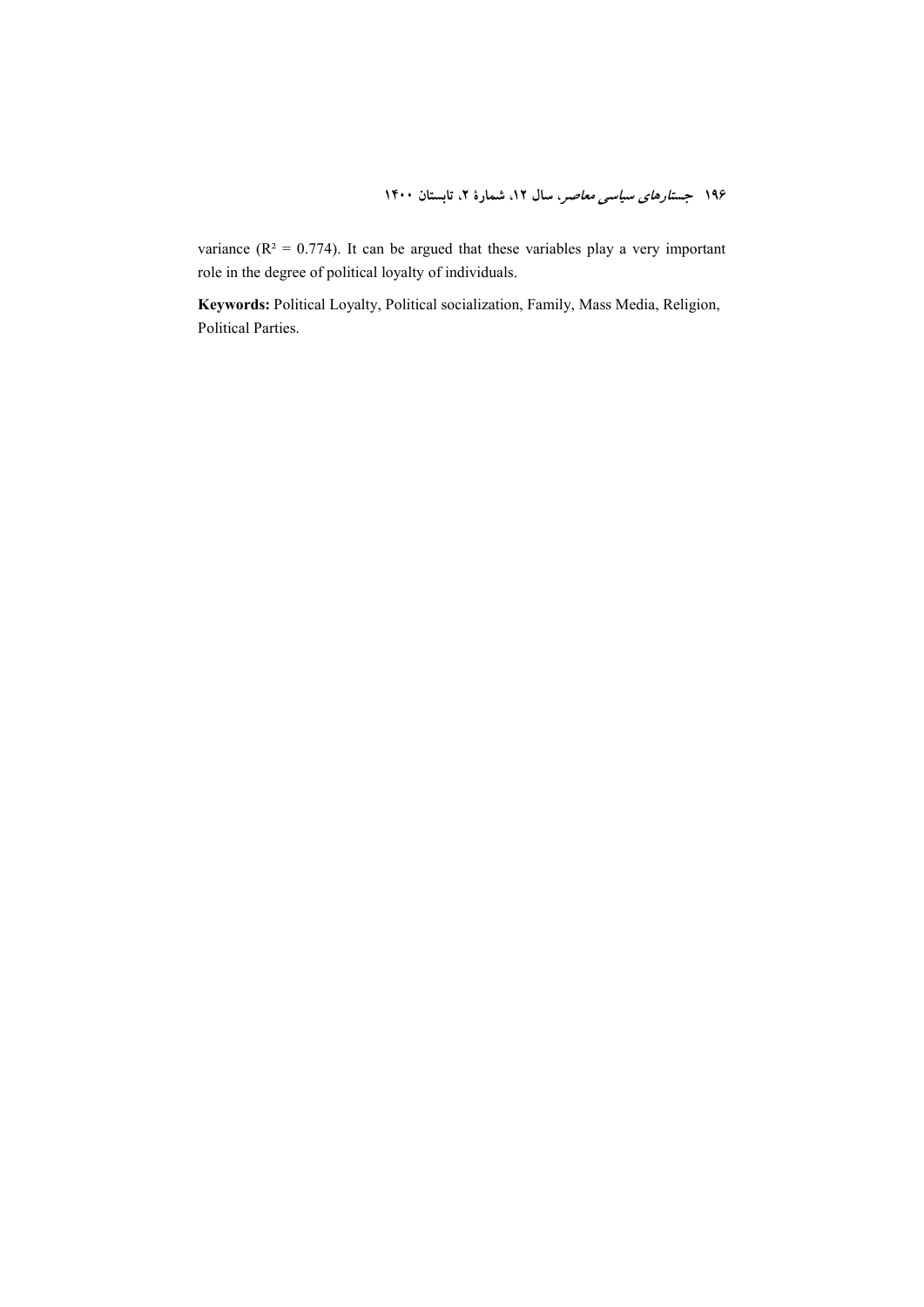variance ($R^2 = 0.774$). It can be argued that these variables play a very important role in the degree of political loyalty of individuals.

**Keywords:** Political Loyalty, Political socialization, Family, Mass Media, Religion, Political Parties.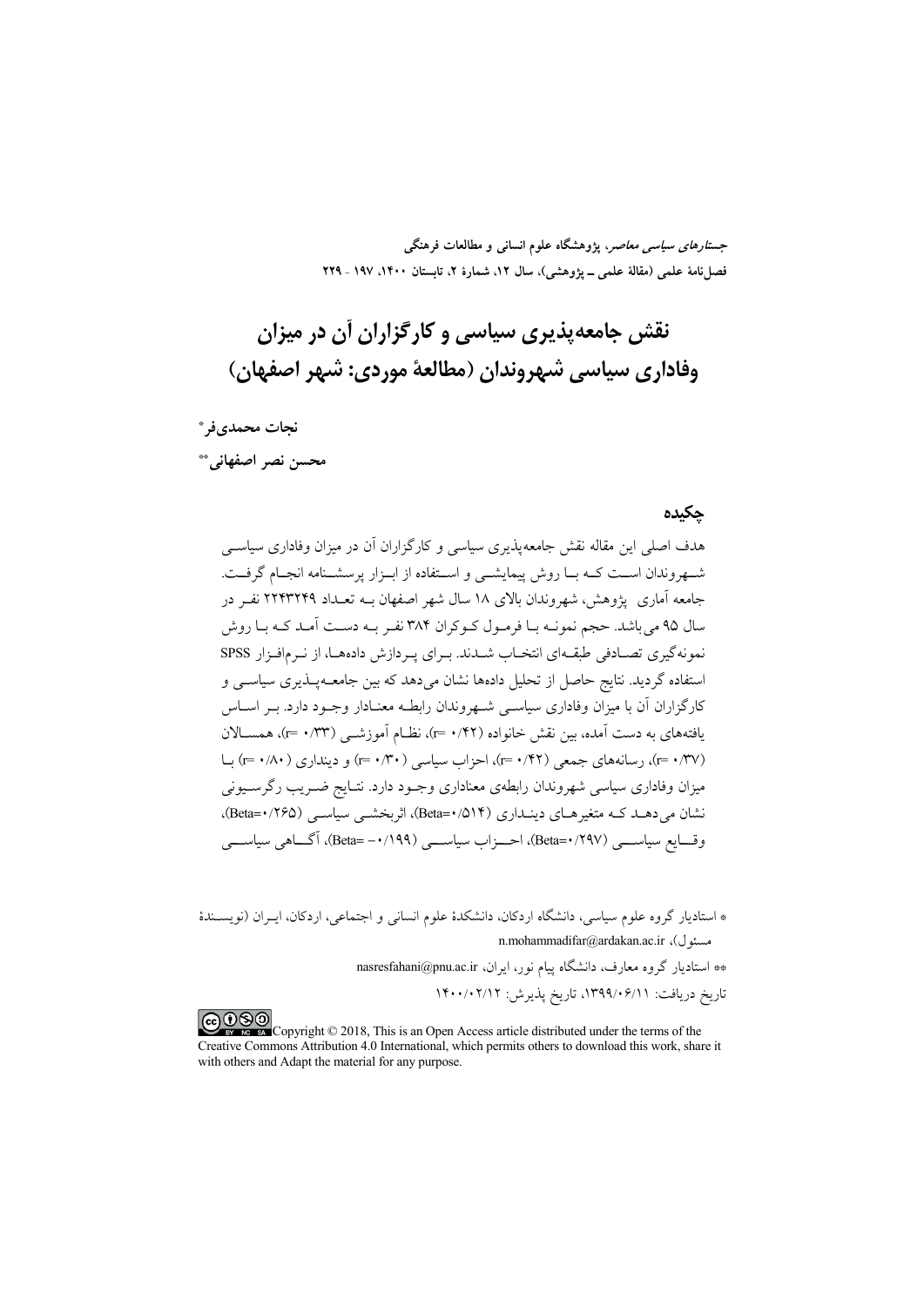*جستارهای سیاسی معاصر*، پژوهشگاه علوم انسانی و مطالعات فرهنگی
فصل‌نامهٔ علمی (مقالهٔ علمی ـ پژوهشی)، سال ۱۲، شمارهٔ ۲، تابستان ۱۴۰۰، ۱۹۷ - ۲۲۹

# نقش جامعه‌پذیری سیاسی و کارگزاران آن در میزان وفاداری سیاسی شهروندان (مطالعهٔ موردی: شهر اصفهان)

**نجات محمدی‌فر***

**محسن نصر اصفهانی****

## چکیده

هدف اصلی این مقاله نقش جامعه‌پذیری سیاسی و کارگزاران آن در میزان وفاداری سیاسی شهروندان است که با روش پیمایشی و استفاده از ابزار پرسشنامه انجام گرفت. جامعه آماری پژوهش، شهروندان بالای ۱۸ سال شهر اصفهان به تعداد ۲۲۴۳۲۴۹ نفر در سال ۹۵ می‌باشد. حجم نمونه با فرمول کوکران ۳۸۴ نفر به دست آمد که با روش نمونه‌گیری تصادفی طبقه‌ای انتخاب شدند. برای پردازش داده‌ها، از نرم‌افزار SPSS استفاده گردید. نتایج حاصل از تحلیل داده‌ها نشان می‌دهد که بین جامعه‌پذیری سیاسی و کارگزاران آن با میزان وفاداری سیاسی شهروندان رابطه معنادار وجود دارد. بر اساس یافته‌های به دست آمده، بین نقش خانواده ($r=۰/۴۲$)، نظام آموزشی ($r=۰/۳۳$)، همسالان ($r=۰/۳۷$)، رسانه‌های جمعی ($r=۰/۴۲$)، احزاب سیاسی ($r=۰/۳۰$) و دینداری ($r=۰/۸۰$) با میزان وفاداری سیاسی شهروندان رابطه‌ی معناداری وجود دارد. نتایج ضریب رگرسیونی نشان می‌دهد که متغیرهای دینداری ($Beta=۰/۵۱۴$)، اثربخشی سیاسی ($Beta=۰/۲۶۵$)، وقایع سیاسی ($Beta=۰/۲۹۷$)، احزاب سیاسی ($Beta=-۰/۱۹۹$)، آگاهی سیاسی

---

\* استادیار گروه علوم سیاسی، دانشگاه اردکان، دانشکدهٔ علوم انسانی و اجتماعی، اردکان، ایران (نویسندهٔ مسئول)، n.mohammadifar@ardakan.ac.ir

\*\* استادیار گروه معارف، دانشگاه پیام نور، ایران، nasresfahani@pnu.ac.ir

تاریخ دریافت: ۱۳۹۹/۰۶/۱۱، تاریخ پذیرش: ۱۴۰۰/۰۲/۱۲

Copyright © 2018, This is an Open Access article distributed under the terms of the Creative Commons Attribution 4.0 International, which permits others to download this work, share it with others and Adapt the material for any purpose.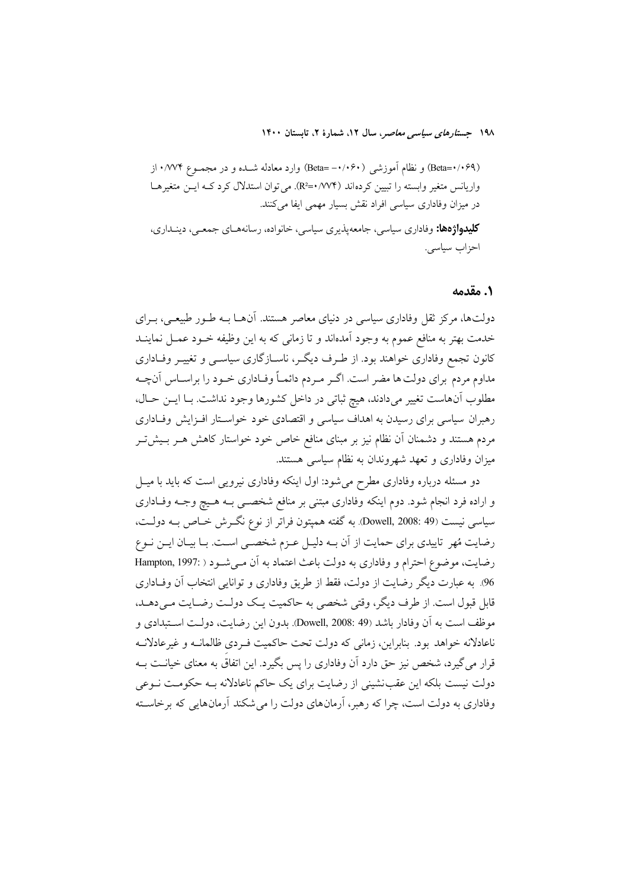(Beta=۰/۰۶۹) و نظام آموزشی (Beta= -۰/۰۶۰) وارد معادله شـده و در مجمـوع ۰/۷۷۴ از واریانس متغیر وابسته را تبیین کرده‌اند ($R^2$=۰/۷۷۴). می‌توان استدلال کرد کـه ایـن متغیرهـا در میزان وفاداری سیاسی افراد نقش بسیار مهمی ایفا می‌کنند.

**کلیدواژه‌ها:** وفاداری سیاسی، جامعه‌پذیری سیاسی، خانواده، رسانه‌هـای جمعـی، دینـداری، احزاب سیاسی.

## ۱. مقدمه

دولت‌ها، مرکز ثقل وفاداری سیاسی در دنیای معاصر هستند. آن‌هـا بـه طـور طبیعـی، بـرای خدمت بهتر به منافع عموم به وجود آمده‌اند و تا زمانی که به این وظیفه خـود عمـل نماینـد کانون تجمع وفاداری خواهند بود. از طـرف دیگـر، ناسـازگاری سیاسـی و تغییـر وفـاداری مداوم مردم برای دولت‌ها مضر است. اگـر مـردم دائمـاً وفـاداری خـود را براسـاس آن‌چـه مطلوب آن‌هاست تغییر می‌دادند، هیچ ثباتی در داخل کشورها وجود نداشت. بـا ایـن حـال، رهبران سیاسی برای رسیدن به اهداف سیاسی و اقتصادی خود خواسـتار افـزایش وفـاداری مردم هستند و دشمنان آن نظام نیز بر مبنای منافع خاص خود خواستار کاهش هـر بـیش‌تـر میزان وفاداری و تعهد شهروندان به نظام سیاسی هستند.

دو مسئله درباره وفاداری مطرح می‌شود: اول اینکه وفاداری نیرویی است که باید با میـل و اراده فرد انجام شود. دوم اینکه وفاداری مبتنی بر منافع شخصـی بـه هـیچ وجـه وفـاداری سیاسی نیست (Dowell, 2008: 49). به گفته همپتون فراتر از نوع نگـرش خـاص بـه دولـت، رضایت مُهر تاییدی برای حمایت از آن بـه دلیـل عـزم شخصـی اسـت. بـا بیـان ایـن نـوع رضایت، موضوع احترام و وفاداری به دولت باعث اعتماد به آن مـی‌شـود (Hampton, 1997: 96). به عبارت دیگر رضایت از دولت، فقط از طریق وفاداری و توانایی انتخاب آن وفـاداری قابل قبول است. از طرف دیگر، وقتی شخصی به حاکمیت یـک دولـت رضـایت مـی‌دهـد، موظف است به آن وفادار باشد (Dowell, 2008: 49). بدون این رضایت، دولـت اسـتبدادی و ناعادلانه خواهد بود. بنابراین، زمانی که دولت تحت حاکمیت فـردی ظالمانـه و غیرعادلانـه قرار می‌گیرد، شخص نیز حق دارد آن وفاداری را پس بگیرد. این اتفاق به معنای خیانـت بـه دولت نیست بلکه این عقب‌نشینی از رضایت برای یک حاکم ناعادلانه بـه حکومـت نـوعی وفاداری به دولت است، چرا که رهبر، آرمان‌های دولت را می‌شکند آرمان‌هایی که برخاسته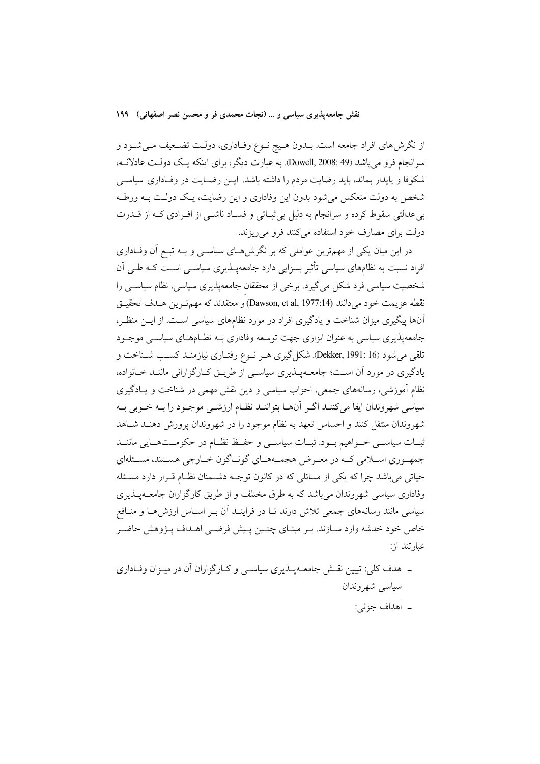از نگرش‌های افراد جامعه است. بـدون هـیچ نـوع وفـاداری، دولـت تضـعیف مـی‌شـود و سرانجام فرو می‌پاشد (Dowell, 2008: 49). به عبارت دیگر، برای اینکه یـک دولـت عادلانـه، شکوفا و پایدار بماند، باید رضایت مردم را داشته باشد. ایـن رضـایت در وفـاداری سیاسـی شخص به دولت منعکس می‌شود بدون این وفاداری و این رضایت، یـک دولـت بـه ورطـه بی‌عدالتی سقوط کرده و سرانجام به دلیل بی‌ثبـاتی و فسـاد ناشـی از افـرادی کـه از قـدرت دولت برای مصارف خود استفاده می‌کنند فرو می‌ریزند.

در این میان یکی از مهم‌ترین عواملی که بر نگرش‌هـای سیاسـی و بـه تبـع آن وفـاداری افراد نسبت به نظام‌های سیاسی تأثیر بسزایی دارد جامعه‌پـذیری سیاسـی اسـت کـه طـی آن شخصیت سیاسی فرد شکل می‌گیرد. برخی از محققان جامعه‌پذیری سیاسی، نظام سیاسـی را نقطه عزیمت خود می‌دانند (Dawson, et al, 1977:14) و معتقدند که مهم‌تـرین هـدف تحقیـق آن‌ها پیگیری میزان شناخت و یادگیری افراد در مورد نظام‌های سیاسی اسـت. از ایـن منظـر، جامعه‌پذیری سیاسی به عنوان ابزاری جهت توسعه وفاداری بـه نظـام‌هـای سیاسـی موجـود تلقی می‌شود (Dekker, 1991: 16). شکل‌گیری هـر نـوع رفتـاری نیازمنـد کسـب شـناخت و یادگیری در مورد آن اسـت؛ جامعـه‌پـذیری سیاسـی از طریـق کـارگزارانی ماننـد خـانواده، نظام آموزشی، رسانه‌های جمعی، احزاب سیاسی و دین نقش مهمی در شناخت و یـادگیری سیاسی شهروندان ایفا می‌کننـد اگـر آن‌هـا بتواننـد نظـام ارزشـی موجـود را بـه خـوبی بـه شهروندان منتقل کنند و احساس تعهد به نظام موجود را در شهروندان پرورش دهنـد شـاهد ثبـات سیاسـی خـواهیم بـود. ثبـات سیاسـی و حفـظ نظـام در حکومـت‌هـایی ماننـد جمهـوری اسـلامی کـه در معـرض هجمـه‌هـای گونـاگون خـارجی هسـتند، مسـئله‌ای حیاتی می‌باشد چرا که یکی از مسائلی که در کانون توجـه دشـمنان نظـام قـرار دارد مسـئله وفاداری سیاسی شهروندان می‌باشد که به طرق مختلف و از طریق کارگزاران جامعـه‌پـذیری سیاسی مانند رسانه‌های جمعی تلاش دارند تـا در فراینـد آن بـر اسـاس ارزش‌هـا و منـافع خاص خود خدشه وارد سـازند. بـر مبنـای چنـین پـیش فرضـی اهـداف پـژوهش حاضـر عبارتند از:

- هدف کلی: تبیین نقـش جامعـه‌پـذیری سیاسـی و کـارگزاران آن در میـزان وفـاداری سیاسی شهروندان
- اهداف جزئی: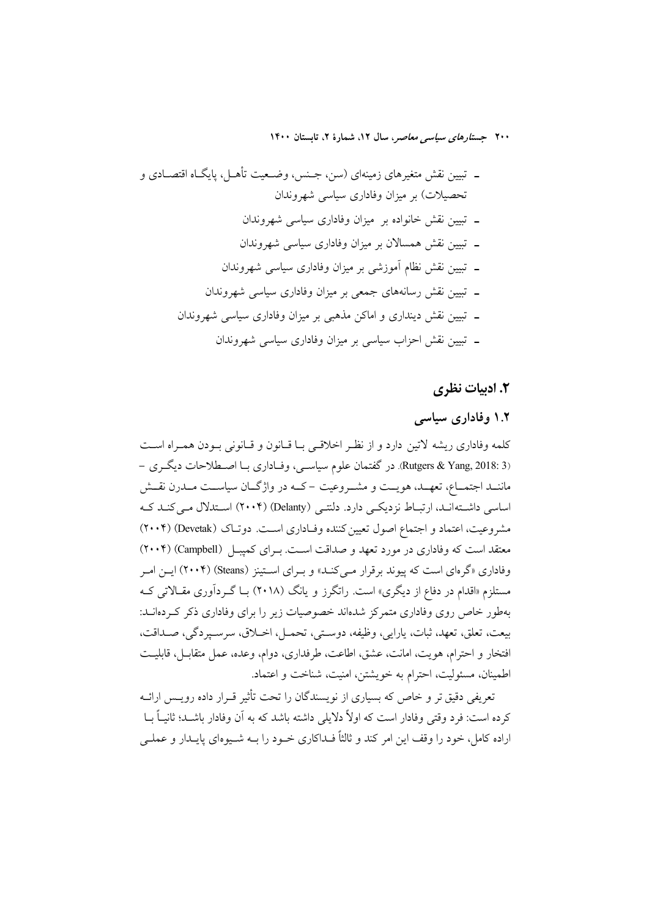- تبیین نقش متغیرهای زمینه‌ای (سن، جنس، وضعیت تأهل، پایگاه اقتصادی و تحصیلات) بر میزان وفاداری سیاسی شهروندان
- تبیین نقش خانواده بر میزان وفاداری سیاسی شهروندان
- تبیین نقش همسالان بر میزان وفاداری سیاسی شهروندان
- تبیین نقش نظام آموزشی بر میزان وفاداری سیاسی شهروندان
- تبیین نقش رسانه‌های جمعی بر میزان وفاداری سیاسی شهروندان
- تبیین نقش دینداری و اماکن مذهبی بر میزان وفاداری سیاسی شهروندان
- تبیین نقش احزاب سیاسی بر میزان وفاداری سیاسی شهروندان

## ۲. ادبیات نظری

### ۱.۲ وفاداری سیاسی

کلمه وفاداری ریشه لاتین دارد و از نظر اخلاقی با قانون و قانونی بودن همراه است (Rutgers & Yang, 2018: 3). در گفتمان علوم سیاسی، وفاداری با اصطلاحات دیگری - مانند اجتماع، تعهد، هویت و مشروعیت - که در واژگان سیاست مدرن نقش اساسی داشته‌اند، ارتباط نزدیکی دارد. دلنتی (Delanty) (۲۰۰۴) استدلال می‌کند که مشروعیت، اعتماد و اجتماع اصول تعیین‌کننده وفاداری است. دوتاک (Devetak) (۲۰۰۴) معتقد است که وفاداری در مورد تعهد و صداقت است. برای کمپبل (Campbell) (۲۰۰۴) وفاداری «گره‌ای است که پیوند برقرار می‌کند» و برای استینز (Steans) (۲۰۰۴) این امر مستلزم «اقدام در دفاع از دیگری» است. راتگرز و یانگ (۲۰۱۸) با گردآوری مقالاتی که به‌طور خاص روی وفاداری متمرکز شده‌اند خصوصیات زیر را برای وفاداری ذکر کرده‌اند: بیعت، تعلق، تعهد، ثبات، یارایی، وظیفه، دوستی، تحمل، اخلاق، سرسپردگی، صداقت، افتخار و احترام، هویت، امانت، عشق، اطاعت، طرفداری، دوام، وعده، عمل متقابل، قابلیت اطمینان، مسئولیت، احترام به خویشتن، امنیت، شناخت و اعتماد.

تعریفی دقیق‌تر و خاص که بسیاری از نویسندگان را تحت تأثیر قرار داده رویس ارائه کرده است: فرد وقتی وفادار است که اولاً دلایلی داشته باشد که به آن وفادار باشد؛ ثانیاً با اراده کامل، خود را وقف این امر کند و ثالثاً فداکاری خود را به شیوه‌ای پایدار و عملی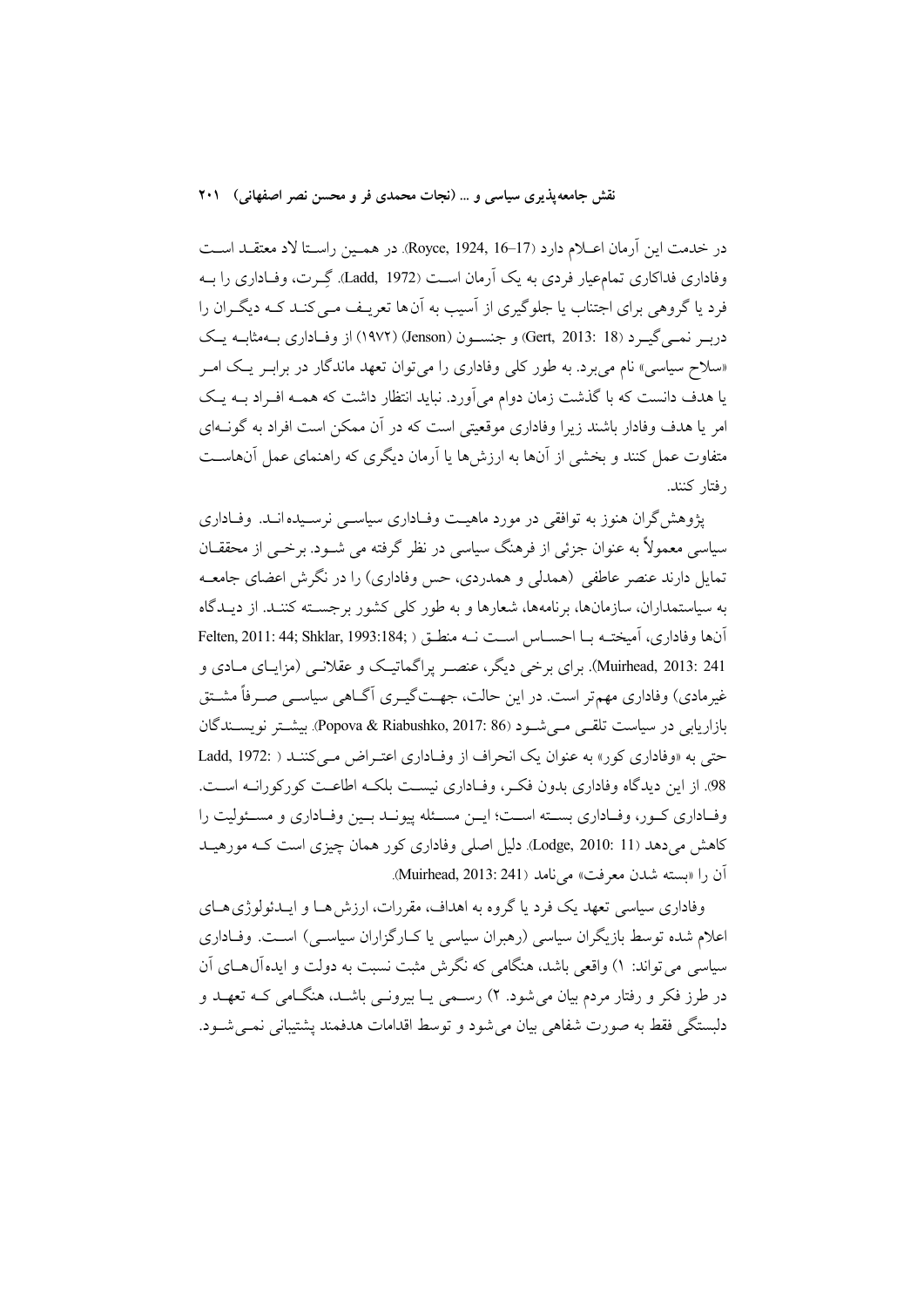در خدمت این آرمان اعلام دارد (Royce, 1924, 16–17). در همین راستا لاد معتقد است وفاداری فداکاری تمام‌عیار فردی به یک آرمان است (Ladd, 1972). گِرت، وفاداری را به فرد یا گروهی برای اجتناب یا جلوگیری از آسیب به آن‌ها تعریف می‌کند که دیگران را دربر نمی‌گیرد (Gert, 2013: 18) و جنسون (Jenson) (۱۹۷۲) از وفاداری به‌مثابه یک «سلاح سیاسی» نام می‌برد. به طور کلی وفاداری را می‌توان تعهد ماندگار در برابر یک امر یا هدف دانست که با گذشت زمان دوام می‌آورد. نباید انتظار داشت که همه افراد به یک امر یا هدف وفادار باشند زیرا وفاداری موقعیتی است که در آن ممکن است افراد به گونه‌ای متفاوت عمل کنند و بخشی از آن‌ها به ارزش‌ها یا آرمان دیگری که راهنمای عمل آن‌هاست رفتار کنند.

پژوهش‌گران هنوز به توافقی در مورد ماهیت وفاداری سیاسی نرسیده‌اند. وفاداری سیاسی معمولاً به عنوان جزئی از فرهنگ سیاسی در نظر گرفته می شود. برخی از محققان تمایل دارند عنصر عاطفی (همدلی و همدردی، حس وفاداری) را در نگرش اعضای جامعه به سیاستمداران، سازمان‌ها، برنامه‌ها، شعارها و به طور کلی کشور برجسته کنند. از دیدگاه آن‌ها وفاداری، آمیخته با احساس است نه منطق (Felten, 2011: 44; Shklar, 1993:184; Muirhead, 2013: 241). برای برخی دیگر، عنصر پراگماتیک و عقلانی (مزایای مادی و غیرمادی) وفاداری مهم‌تر است. در این حالت، جهت‌گیری آگاهی سیاسی صرفاً مشتق بازاریابی در سیاست تلقی می‌شود (Popova & Riabushko, 2017: 86). بیشتر نویسندگان حتی به «وفاداری کور» به عنوان یک انحراف از وفاداری اعتراض می‌کنند (Ladd, 1972: 98). از این دیدگاه وفاداری بدون فکر، وفاداری نیست بلکه اطاعت کورکورانه است. وفاداری کور، وفاداری بسته است؛ این مسئله پیوند بین وفاداری و مسئولیت را کاهش می‌دهد (Lodge, 2010: 11). دلیل اصلی وفاداری کور همان چیزی است که مورهید آن را «بسته شدن معرفت» می‌نامد (Muirhead, 2013: 241).

وفاداری سیاسی تعهد یک فرد یا گروه به اهداف، مقررات، ارزش‌ها و ایدئولوژی‌های اعلام شده توسط بازیگران سیاسی (رهبران سیاسی یا کارگزاران سیاسی) است. وفاداری سیاسی می‌تواند: ۱) واقعی باشد، هنگامی که نگرش مثبت نسبت به دولت و ایده‌آل‌های آن در طرز فکر و رفتار مردم بیان می‌شود. ۲) رسمی یا بیرونی باشد، هنگامی که تعهد و دلبستگی فقط به صورت شفاهی بیان می‌شود و توسط اقدامات هدفمند پشتیبانی نمی‌شود.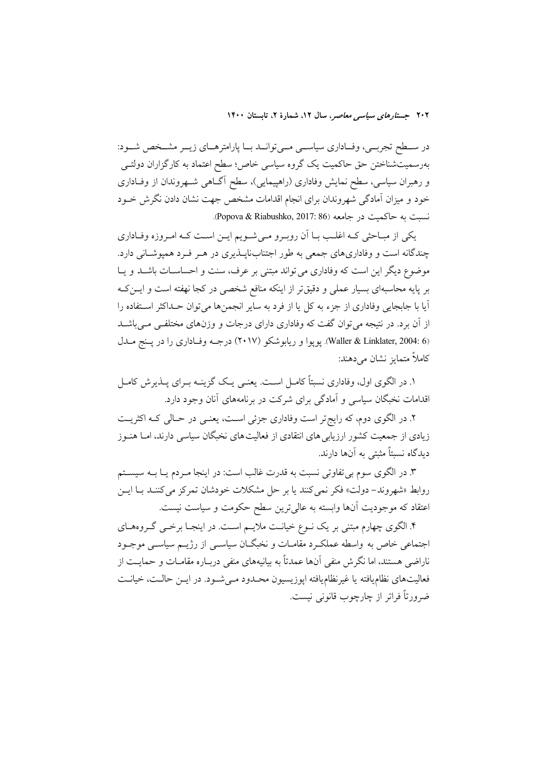در سطح تجربی، وفاداری سیاسی می‌تواند با پارامترهای زیر مشخص شود: به‌رسمیت‌شناختن حق حاکمیت یک گروه سیاسی خاص؛ سطح اعتماد به کارگزاران دولتی و رهبران سیاسی، سطح نمایش وفاداری (راهپیمایی)، سطح آگاهی شهروندان از وفاداری خود و میزان آمادگی شهروندان برای انجام اقدامات مشخص جهت نشان دادن نگرش خود نسبت به حاکمیت در جامعه (Popova & Riabushko, 2017: 86).

یکی از مباحثی که اغلب با آن روبرو می‌شویم این است که امروزه وفاداری چندگانه است و وفاداری‌های جمعی به طور اجتناب‌ناپذیری در هر فرد همپوشانی دارد. موضوع دیگر این است که وفاداری می‌تواند مبتنی بر عرف، سنت و احساسات باشد و یا بر پایه محاسبه‌ای بسیار عملی و دقیق‌تر از اینکه منافع شخصی در کجا نهفته است و این‌که آیا با جابجایی وفاداری از جزء به کل یا از فرد به سایر انجمن‌ها می‌توان حداکثر استفاده را از آن برد. در نتیجه می‌توان گفت که وفاداری دارای درجات و وزن‌های مختلفی می‌باشد (Waller & Linklater, 2004: 6). پوپوا و ریابوشکو (۲۰۱۷) درجه وفاداری را در پنج مدل کاملاً متمایز نشان می‌دهند:

۱. در الگوی اول، وفاداری نسبتاً کامل است. یعنی یک گزینه برای پذیرش کامل اقدامات نخبگان سیاسی و آمادگی برای شرکت در برنامه‌های آنان وجود دارد.

۲. در الگوی دوم، که رایج‌تر است وفاداری جزئی است، یعنی در حالی که اکثریت زیادی از جمعیت کشور ارزیابی‌های انتقادی از فعالیت‌های نخبگان سیاسی دارند، اما هنوز دیدگاه نسبتاً مثبتی به آن‌ها دارند.

۳. در الگوی سوم بی‌تفاوتی نسبت به قدرت غالب است: در اینجا مردم یا به سیستم روابط «شهروند– دولت» فکر نمی‌کنند یا بر حل مشکلات خودشان تمرکز می‌کنند با این اعتقاد که موجودیت آن‌ها وابسته به عالی‌ترین سطح حکومت و سیاست نیست.

۴. الگوی چهارم مبتنی بر یک نوع خیانت ملایم است. در اینجا برخی گروه‌های اجتماعی خاص به واسطه عملکرد مقامات و نخبگان سیاسی از رژیم سیاسی موجود ناراضی هستند، اما نگرش منفی آن‌ها عمدتاً به بیانیه‌های منفی درباره مقامات و حمایت از فعالیت‌های نظام‌یافته یا غیرنظام‌یافته اپوزیسیون محدود می‌شود. در این حالت، خیانت ضرورتاً فراتر از چارچوب قانونی نیست.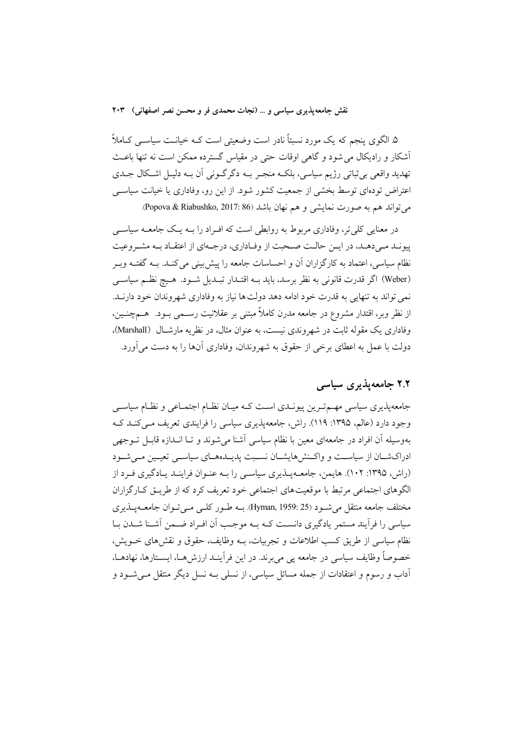۵. الگوی پنجم که یک مورد نسبتاً نادر است وضعیتی است کـه خیانـت سیاسـی کـاملاً آشکار و رادیکال می شود و گاهی اوقات حتی در مقیاس گسترده ممکن است نه تنها باعـث تهدید واقعی بی‌ثباتی رژیم سیاسی، بلکـه منجـر بـه دگرگـونی آن بـه دلیـل اشـکال جـدی اعتراض توده‌ای توسط بخشی از جمعیت کشور شود. از این رو، وفاداری یا خیانت سیاسـی می‌تواند هم به صورت نمایشی و هم نهان باشد (Popova & Riabushko, 2017: 86).

در معنایی کلی‌تر، وفاداری مربوط به روابطی است که افـراد را بـه یـک جامعـه سیاسـی پیونـد مـی‌دهـد، در ایـن حالـت صـحبت از وفـاداری، درجـه‌ای از اعتقـاد بـه مشـروعیت نظام سیاسی، اعتماد به کارگزاران آن و احساسات جامعه را پیش‌بینی می‌کنـد. بـه گفتـه وبـر (Weber) اگر قدرت قانونی به نظر برسد، باید بـه اقتـدار تبـدیل شـود. هـیچ نظـم سیاسـی نمی‌تواند به تنهایی به قدرت خود ادامه دهد دولت‌ها نیاز به وفاداری شهروندان خود دارنـد. از نظر وبر، اقتدار مشروع در جامعه مدرن کاملاً مبتنی بر عقلانیت رسـمی بـود. هـم‌چنـین، وفاداری یک مقوله ثابت در شهروندی نیست، به عنوان مثال، در نظریه مارشـال (Marshall)، دولت با عمل به اعطای برخی از حقوق به شهروندان، وفاداری آن‌ها را به دست می‌آورد.

## ۲.۲ جامعه‌پذیری سیاسی

جامعه‌پذیری سیاسی مهـم‌تـرین پیونـدی اسـت کـه میـان نظـام اجتمـاعی و نظـام سیاسـی وجود دارد (عالم، ۱۳۹۵: ۱۱۹). راش، جامعه‌پذیری سیاسی را فرایندی تعریف مـی‌کنـد کـه به‌وسیله آن افراد در جامعه‌ای معین با نظام سیاسی آشنا می‌شوند و تـا انـدازه قابـل تـوجهی ادراکـشـان از سیاسـت و واکـنش‌هایشـان نسـبت پدیـده‌هـای سیاسـی تعیـین مـی‌شـود (راش، ۱۳۹۵: ۱۰۲). هایمن، جامعـه‌پـذیری سیاسـی را بـه عنـوان فراینـد یـادگیری فـرد از الگوهای اجتماعی مرتبط با موقعیت‌های اجتماعی خود تعریف کرد که از طریـق کـارگزاران مختلف جامعه منتقل می‌شـود (Hyman, 1959: 25). بـه طـور کلـی مـی‌تـوان جامعـه‌پـذیری سیاسی را فرآیند مستمر یادگیری دانسـت کـه بـه موجـب آن افـراد ضـمن آشـنا شـدن بـا نظام سیاسی از طریق کسب اطلاعات و تجربیات، بـه وظایف، حقوق و نقش‌های خـویش، خصوصاً وظایف سیاسی در جامعه پی می‌برند. در این فرآینـد ارزش‌هـا، ایسـتارها، نهادهـا، آداب و رسوم و اعتقادات از جمله مسائل سیاسی، از نسلی بـه نسل دیگر منتقل مـی‌شـود و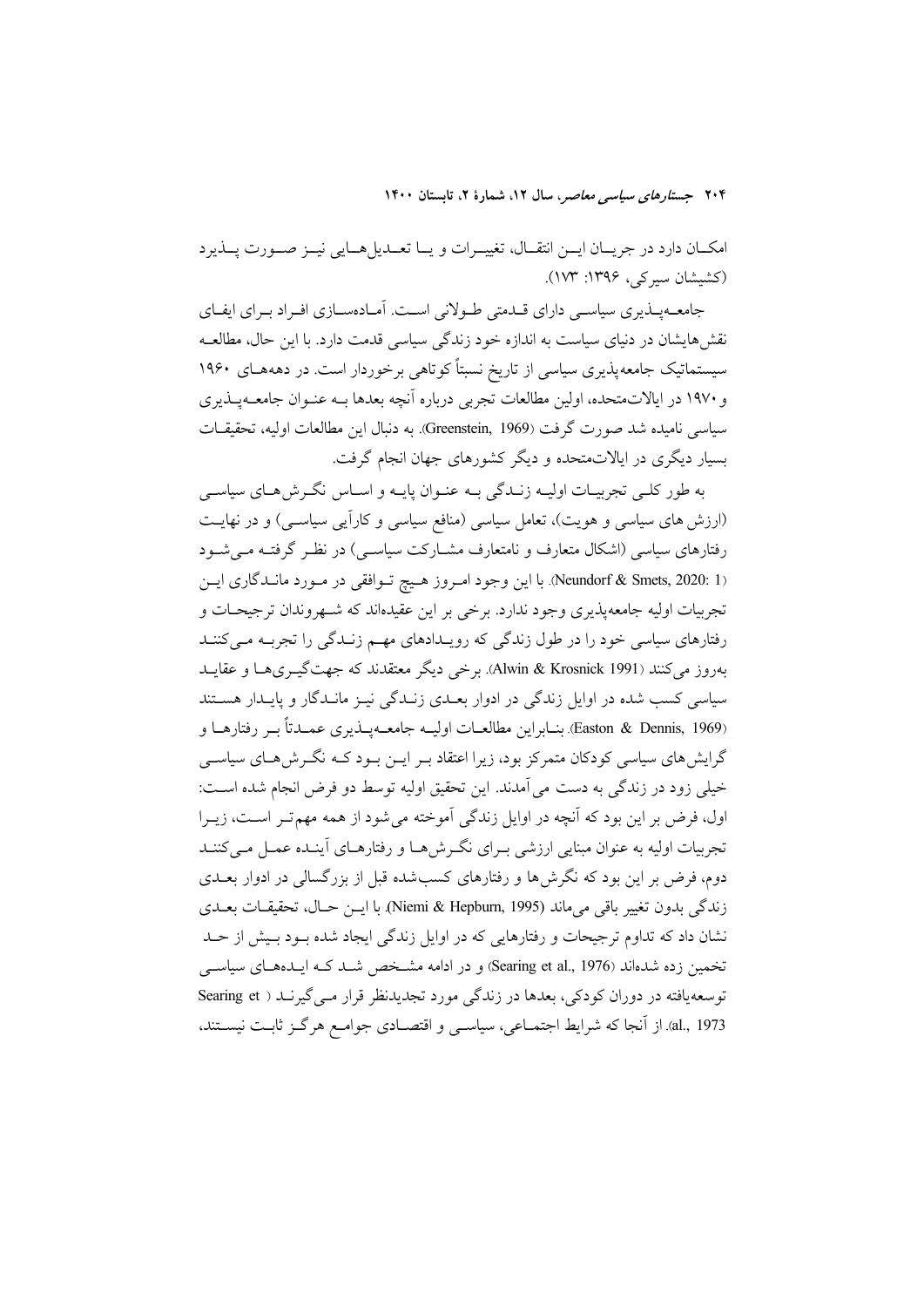امکـان دارد در جریـان ایـن انتقـال، تغییـرات و یـا تعـدیل‌هـایی نیـز صـورت پـذیرد (کشیشان سیرکی، ۱۳۹۶: ۱۷۳).

جامعـه‌پـذیری سیاسـی دارای قـدمتی طـولانی اسـت. آمـاده‌سـازی افـراد بـرای ایفـای نقش‌هایشان در دنیای سیاست به اندازه خود زندگی سیاسی قدمت دارد. با این حال، مطالعـه سیستماتیک جامعه‌پذیری سیاسی از تاریخ نسبتاً کوتاهی برخوردار است. در دهه‌هـای ۱۹۶۰ و ۱۹۷۰ در ایالات‌متحده، اولین مطالعات تجربی درباره آنچه بعدها بـه عنـوان جامعـه‌پـذیری سیاسی نامیده شد صورت گرفت (Greenstein, 1969). به دنبال این مطالعات اولیه، تحقیقـات بسیار دیگری در ایالات‌متحده و دیگر کشورهای جهان انجام گرفت.

به طور کلـی تجربیـات اولیـه زنـدگی بـه عنـوان پایـه و اسـاس نگـرش‌هـای سیاسـی (ارزش های سیاسی و هویت)، تعامل سیاسی (منافع سیاسی و کارآیی سیاسـی) و در نهایـت رفتارهای سیاسی (اشکال متعارف و نامتعارف مشـارکت سیاسـی) در نظـر گرفتـه مـی‌شـود (Neundorf & Smets, 2020: 1). با این وجود امـروز هـیچ تـوافقی در مـورد مانـدگاری ایـن تجربیات اولیه جامعه‌پذیری وجود ندارد. برخی بر این عقیده‌اند که شـهروندان ترجیحـات و رفتارهای سیاسی خود را در طول زندگی که رویـدادهای مهـم زنـدگی را تجربـه مـی‌کننـد به‌روز می‌کنند (Alwin & Krosnick 1991). برخی دیگر معتقدند که جهت‌گیـری‌هـا و عقایـد سیاسی کسب شده در اوایل زندگی در ادوار بعـدی زنـدگی نیـز مانـدگار و پایـدار هسـتند (Easton & Dennis, 1969). بنـابراین مطالعـات اولیـه جامعـه‌پـذیری عمـدتاً بـر رفتارهـا و گرایش‌های سیاسی کودکان متمرکز بود، زیرا اعتقاد بـر ایـن بـود کـه نگـرش‌هـای سیاسـی خیلی زود در زندگی به دست می آمدند. این تحقیق اولیه توسط دو فرض انجام شده اسـت: اول، فرض بر این بود که آنچه در اوایل زندگی آموخته می‌شود از همه مهم‌تـر اسـت، زیـرا تجربیات اولیه به عنوان مبنایی ارزشی بـرای نگـرش‌هـا و رفتارهـای آینـده عمـل مـی‌کننـد دوم، فرض بر این بود که نگرش‌ها و رفتارهای کسب‌شده قبل از بزرگسالی در ادوار بعـدی زندگی بدون تغییر باقی می‌ماند (Niemi & Hepburn, 1995). با ایـن حـال، تحقیقـات بعـدی نشان داد که تداوم ترجیحات و رفتارهایی که در اوایل زندگی ایجاد شده بـود بـیش از حـد تخمین زده شده‌اند (Searing et al., 1976) و در ادامه مشـخص شـد کـه ایـده‌هـای سیاسـی توسعه‌یافته در دوران کودکی، بعدها در زندگی مورد تجدیدنظر قرار مـی‌گیرنـد (Searing et al., 1973). از آنجا که شرایط اجتمـاعی، سیاسـی و اقتصـادی جوامـع هرگـز ثابـت نیسـتند،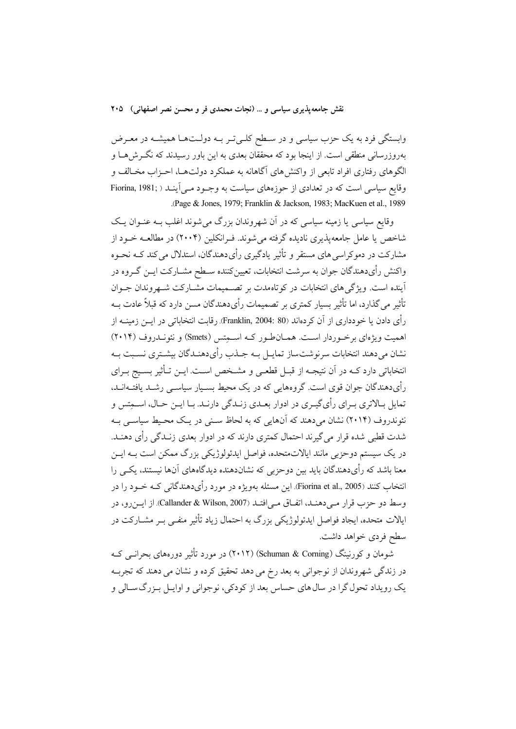وابستگی فرد به یک حزب سیاسی و در سطح کلی‌تر به دولت‌ها همیشه در معرض به‌روزرسانی منطقی است. از اینجا بود که محققان بعدی به این باور رسیدند که نگرش‌ها و الگوهای رفتاری افراد تابعی از واکنش‌های آگاهانه به عملکرد دولت‌ها، احزاب مخالف و وقایع سیاسی است که در تعدادی از حوزه‌های سیاست به وجود می‌آیند (Fiorina, 1981; Page & Jones, 1979; Franklin & Jackson, 1983; MacKuen et al., 1989).

وقایع سیاسی یا زمینه سیاسی که در آن شهروندان بزرگ می‌شوند اغلب به عنوان یک شاخص یا عامل جامعه‌پذیری نادیده گرفته می‌شوند. فرانکلین (۲۰۰۴) در مطالعه خود از مشارکت در دموکراسی‌های مستقر و تأثیر یادگیری رأی‌دهندگان، استدلال می‌کند که نحوه واکنش رأی‌دهندگان جوان به سرشت انتخابات، تعیین‌کننده سطح مشارکت این گروه در آینده است. ویژگی‌های انتخابات در کوتاه‌مدت بر تصمیمات مشارکت شهروندان جوان تأثیر می‌گذارد، اما تأثیر بسیار کمتری بر تصمیمات رأی‌دهندگان مسن دارد که قبلاً عادت به رأی دادن یا خودداری از آن کرده‌اند (Franklin, 2004: 80). رقابت انتخاباتی در این زمینه از اهمیت ویژه‌ای برخوردار است. همان‌طور که اسمِتس (Smets) و نئوندروف (۲۰۱۴) نشان می‌دهند انتخابات سرنوشت‌ساز تمایل به جذب رأی‌دهندگان بیشتری نسبت به انتخاباتی دارد که در آن نتیجه از قبل قطعی و مشخص است. این تأثیر بسیج برای رأی‌دهندگان جوان قوی است. گروه‌هایی که در یک محیط بسیار سیاسی رشد یافته‌اند، تمایل بالاتری برای رأی‌گیری در ادوار بعدی زندگی دارند. با این حال، اسمِتس و نئوندروف (۲۰۱۴) نشان می‌دهند که آن‌هایی که به لحاظ سنی در یک محیط سیاسی به شدت قطبی شده قرار می‌گیرند احتمال کمتری دارند که در ادوار بعدی زندگی رأی دهند. در یک سیستم دوحزبی مانند ایالات‌متحده، فواصل ایدئولوژیکی بزرگ ممکن است به این معنا باشد که رأی‌دهندگان باید بین دوحزبی که نشان‌دهنده دیدگاه‌های آن‌ها نیستند، یکی را انتخاب کنند (Fiorina et al., 2005). این مسئله به‌ویژه در مورد رأی‌دهندگانی که خود را در وسط دو حزب قرار می‌دهند، اتفاق می‌افتد (Callander & Wilson, 2007). از این‌رو، در ایالات متحده، ایجاد فواصل ایدئولوژیکی بزرگ به احتمال زیاد تأثیر منفی بر مشارکت در سطح فردی خواهد داشت.

شومان و کورنینگ (Schuman & Corning) (۲۰۱۲) در مورد تأثیر دوره‌های بحرانی که در زندگی شهروندان از نوجوانی به بعد رخ می دهد تحقیق کرده و نشان می دهند که تجربه یک رویداد تحول‌گرا در سال‌های حساس بعد از کودکی، نوجوانی و اوایل بزرگ‌سالی و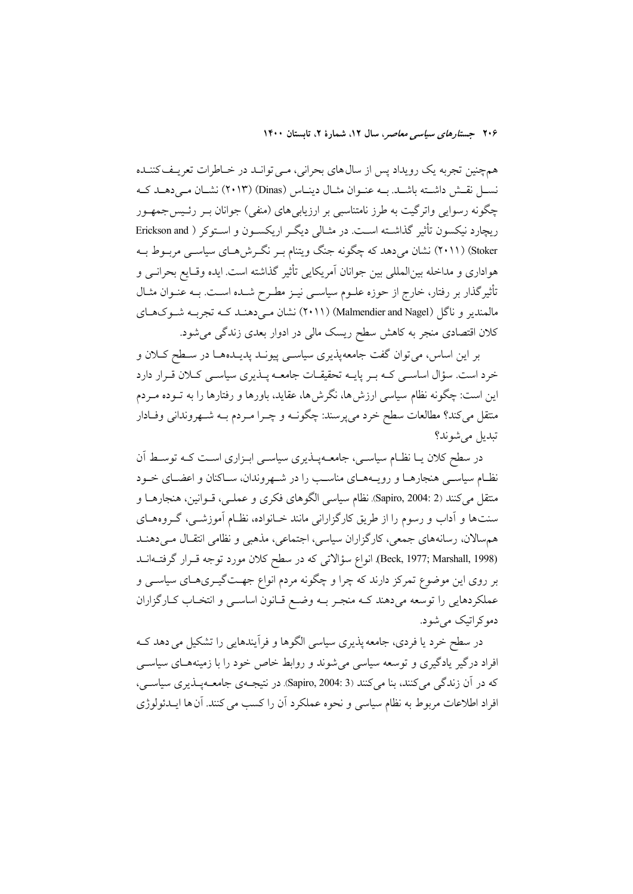همچنین تجربه یک رویداد پس از سال‌های بحرانی، می‌تواند در خاطرات تعریف‌کننده نسل نقش داشته باشد. به عنوان مثال دیناس (Dinas) (۲۰۱۳) نشان می‌دهد که چگونه رسوایی واترگیت به طرز نامتناسبی بر ارزیابی‌های (منفی) جوانان بر رئیس‌جمهور ریچارد نیکسون تأثیر گذاشته است. در مثالی دیگر اریکسون و استوکر ( Erickson and Stoker) (۲۰۱۱) نشان می‌دهد که چگونه جنگ ویتنام بر نگرش‌های سیاسی مربوط به هواداری و مداخله بین‌المللی بین جوانان آمریکایی تأثیر گذاشته است. ایده وقایع بحرانی و تأثیرگذار بر رفتار، خارج از حوزه علوم سیاسی نیز مطرح شده است. به عنوان مثال مالمندیر و ناگل (Malmendier and Nagel) (۲۰۱۱) نشان می‌دهند که تجربه شوک‌های کلان اقتصادی منجر به کاهش سطح ریسک مالی در ادوار بعدی زندگی می‌شود.

بر این اساس، می‌توان گفت جامعه‌پذیری سیاسی پیوند پدیده‌ها در سطح کلان و خرد است. سؤال اساسی که بر پایه تحقیقات جامعه پذیری سیاسی کلان قرار دارد این است: چگونه نظام سیاسی ارزش‌ها، نگرش‌ها، عقاید، باورها و رفتارها را به توده مردم منتقل می‌کند؟ مطالعات سطح خرد می‌پرسند: چگونه و چرا مردم به شهروندانی وفادار تبدیل می‌شوند؟

در سطح کلان یا نظام سیاسی، جامعه‌پذیری سیاسی ابزاری است که توسط آن نظام سیاسی هنجارها و رویه‌های مناسب را در شهروندان، ساکنان و اعضای خود منتقل می‌کنند (Sapiro, 2004: 2). نظام سیاسی الگوهای فکری و عملی، قوانین، هنجارها و سنت‌ها و آداب و رسوم را از طریق کارگزارانی مانند خانواده، نظام آموزشی، گروه‌های همسالان، رسانه‌های جمعی، کارگزاران سیاسی، اجتماعی، مذهبی و نظامی انتقال می‌دهند (Beck, 1977; Marshall, 1998). انواع سؤالاتی که در سطح کلان مورد توجه قرار گرفته‌اند بر روی این موضوع تمرکز دارند که چرا و چگونه مردم انواع جهت‌گیری‌های سیاسی و عملکردهایی را توسعه می‌دهند که منجر به وضع قانون اساسی و انتخاب کارگزاران دموکراتیک می‌شود.

در سطح خرد یا فردی، جامعه پذیری سیاسی الگوها و فرآیندهایی را تشکیل می‌دهد که افراد درگیر یادگیری و توسعه سیاسی می‌شوند و روابط خاص خود را با زمینه‌های سیاسی که در آن زندگی می‌کنند، بنا می‌کنند (Sapiro, 2004: 3). در نتیجه‌ی جامعه‌پذیری سیاسی، افراد اطلاعات مربوط به نظام سیاسی و نحوه عملکرد آن را کسب می‌کنند. آن‌ها ایدئولوژی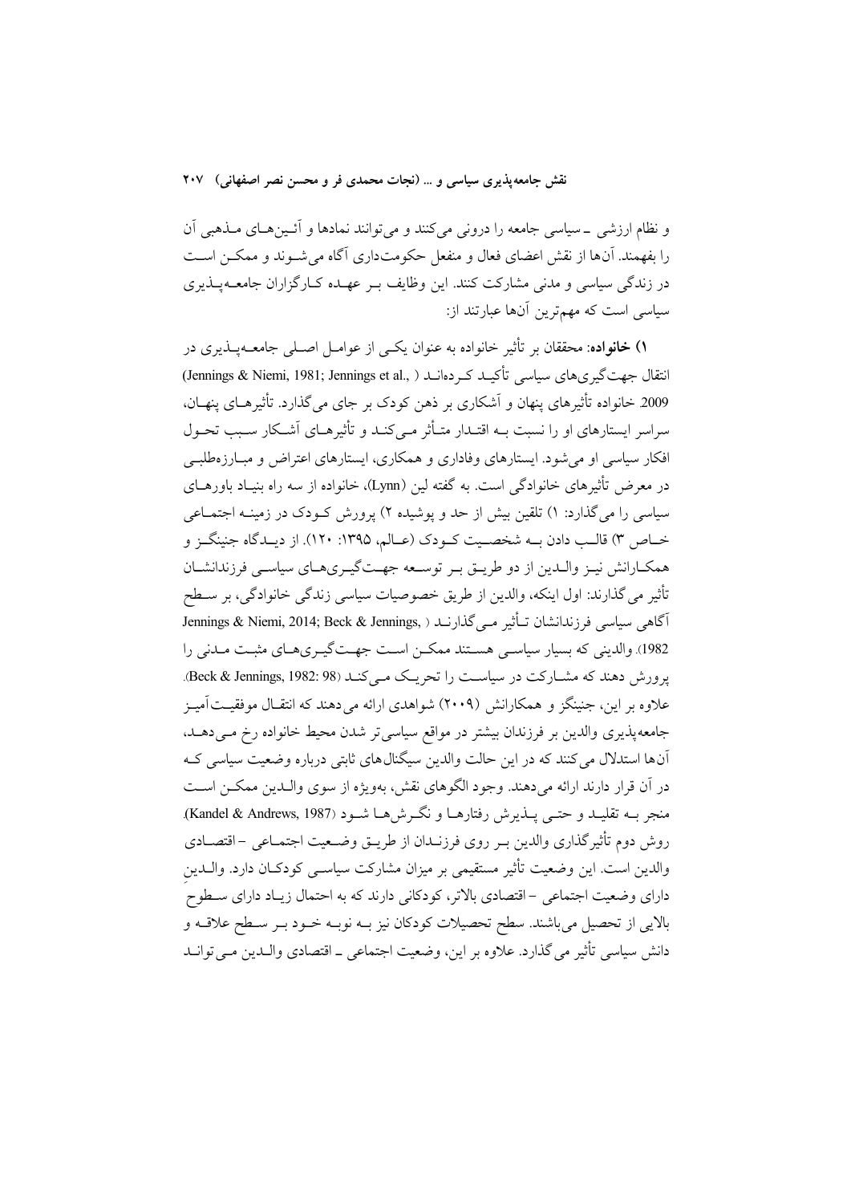و نظام ارزشی ـ سیاسی جامعه را درونی می‌کنند و می‌توانند نمادها و آئین‌های مذهبی آن را بفهمند. آن‌ها از نقش اعضای فعال و منفعل حکومت‌داری آگاه می‌شوند و ممکن است در زندگی سیاسی و مدنی مشارکت کنند. این وظایف بر عهده کارگزاران جامعه‌پذیری سیاسی است که مهم‌ترین آن‌ها عبارتند از:

**۱) خانواده**: محققان بر تأثیر خانواده به عنوان یکی از عوامل اصلی جامعه‌پذیری در انتقال جهت‌گیری‌های سیاسی تأکید کرده‌اند (Jennings & Niemi, 1981; Jennings et al., 2009). خانواده تأثیرهای پنهان و آشکاری بر ذهن کودک بر جای می‌گذارد. تأثیرهای پنهان، سراسر ایستارهای او را نسبت به اقتدار متأثر می‌کند و تأثیرهای آشکار سبب تحول افکار سیاسی او می‌شود. ایستارهای وفاداری و همکاری، ایستارهای اعتراض و مبارزه‌طلبی در معرض تأثیرهای خانوادگی است. به گفته لین (Lynn)، خانواده از سه راه بنیاد باورهای سیاسی را می‌گذارد: ۱) تلقین بیش از حد و پوشیده ۲) پرورش کودک در زمینه اجتماعی خاص ۳) قالب دادن به شخصیت کودک (عالم، ۱۳۹۵: ۱۲۰). از دیدگاه جنینگز و همکارانش نیز والدین از دو طریق بر توسعه جهت‌گیری‌های سیاسی فرزندانشان تأثیر می‌گذارند: اول اینکه، والدین از طریق خصوصیات سیاسی زندگی خانوادگی، بر سطح آگاهی سیاسی فرزندانشان تأثیر می‌گذارند (Jennings & Niemi, 2014; Beck & Jennings, 1982). والدینی که بسیار سیاسی هستند ممکن است جهت‌گیری‌های مثبت مدنی را پرورش دهند که مشارکت در سیاست را تحریک می‌کند (Beck & Jennings, 1982: 98). علاوه بر این، جنینگز و همکارانش (۲۰۰۹) شواهدی ارائه می‌دهند که انتقال موفقیت‌آمیز جامعه‌پذیری والدین بر فرزندان بیشتر در مواقع سیاسی‌تر شدن محیط خانواده رخ می‌دهد، آن‌ها استدلال می‌کنند که در این حالت والدین سیگنال‌های ثابتی درباره وضعیت سیاسی که در آن قرار دارند ارائه می‌دهند. وجود الگوهای نقش، به‌ویژه از سوی والدین ممکن است منجر به تقلید و حتی پذیرش رفتارها و نگرش‌ها شود (Kandel & Andrews, 1987). روش دوم تأثیرگذاری والدین بر روی فرزندان از طریق وضعیت اجتماعی –اقتصادی والدین است. این وضعیت تأثیر مستقیمی بر میزان مشارکت سیاسی کودکان دارد. والدین دارای وضعیت اجتماعی – اقتصادی بالاتر، کودکانی دارند که به احتمال زیاد دارای سطوح بالایی از تحصیل می‌باشند. سطح تحصیلات کودکان نیز به نوبه خود بر سطح علاقه و دانش سیاسی تأثیر می‌گذارد. علاوه بر این، وضعیت اجتماعی ـ اقتصادی والدین می‌تواند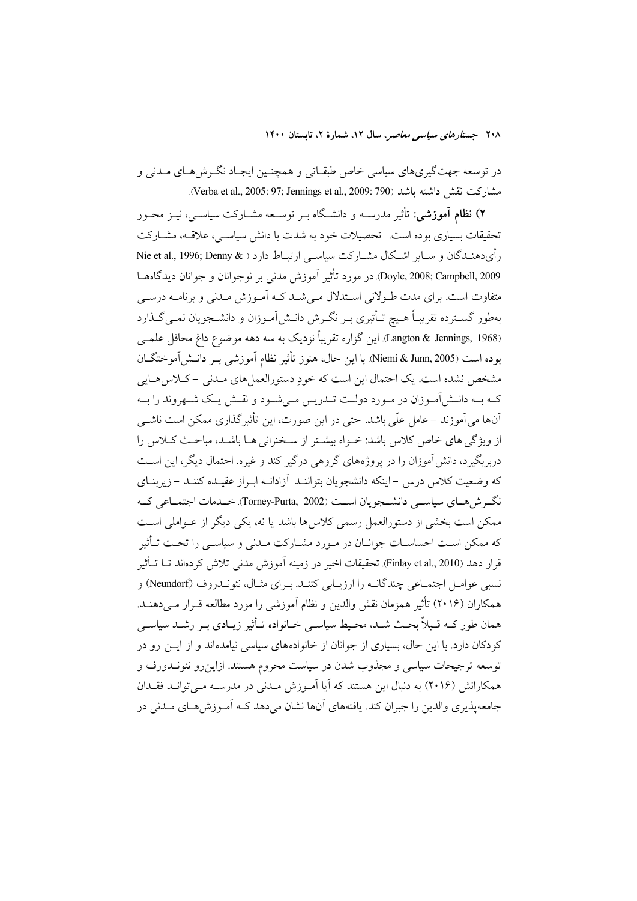در توسعه جهت‌گیری‌های سیاسی خاص طبقاتی و همچنین ایجاد نگرش‌های مدنی و مشارکت نقش داشته باشد (Verba et al., 2005: 97; Jennings et al., 2009: 790).

**۲) نظام آموزشی:** تأثیر مدرسه و دانشگاه بر توسعه مشارکت سیاسی، نیز محور تحقیقات بسیاری بوده است. تحصیلات خود به شدت با دانش سیاسی، علاقه، مشارکت رأی‌دهندگان و سایر اشکال مشارکت سیاسی ارتباط دارد (Nie et al., 1996; Denny & Doyle, 2008; Campbell, 2009). در مورد تأثیر آموزش مدنی بر نوجوانان و جوانان دیدگاه‌ها متفاوت است. برای مدت طولانی استدلال می‌شد که آموزش مدنی و برنامه درسی به‌طور گسترده تقریباً هیچ تأثیری بر نگرش دانش‌آموزان و دانشجویان نمی‌گذارد (Langton & Jennings, 1968). این گزاره تقریباً نزدیک به سه دهه موضوع داغ محافل علمی بوده است (Niemi & Junn, 2005). با این حال، هنوز تأثیر نظام آموزشی بر دانش‌آموختگان مشخص نشده است. یک احتمال این است که خودِ دستورالعمل‌های مدنی - کلاس‌هایی که به دانش‌آموزان در مورد دولت تدریس می‌شود و نقش یک شهروند را به آن‌ها می‌آموزند - عامل علّی باشد. حتی در این صورت، این تأثیرگذاری ممکن است ناشی از ویژگی های خاص کلاس باشد: خواه بیشتر از سخنرانی ها باشد، مباحث کلاس را دربربگیرد، دانش‌آموزان را در پروژه‌های گروهی درگیر کند و غیره. احتمال دیگر، این است که وضعیت کلاس درس - اینکه دانشجویان بتوانند آزادانه ابراز عقیده کنند - زیربنای نگرش‌های سیاسی دانشجویان است (Torney-Purta, 2002). خدمات اجتماعی که ممکن است بخشی از دستورالعمل رسمی کلاس‌ها باشد یا نه، یکی دیگر از عواملی است که ممکن است احساسات جوانان در مورد مشارکت مدنی و سیاسی را تحت تأثیر قرار دهد (Finlay et al., 2010). تحقیقات اخیر در زمینه آموزش مدنی تلاش کرده‌اند تا تأثیر نسبی عوامل اجتماعی چندگانه را ارزیابی کنند. برای مثال، نئوندروف (Neundorf) و همکاران (۲۰۱۶) تأثیر همزمان نقش والدین و نظام آموزشی را مورد مطالعه قرار می‌دهند. همان طور که قبلاً بحث شد، محیط سیاسی خانواده تأثیر زیادی بر رشد سیاسی کودکان دارد. با این حال، بسیاری از جوانان از خانواده‌های سیاسی نیامده‌اند و از این رو در توسعه ترجیحات سیاسی و مجذوب شدن در سیاست محروم هستند. ازاین‌رو نئوندورف و همکارانش (۲۰۱۶) به دنبال این هستند که آیا آموزش مدنی در مدرسه می‌تواند فقدان جامعه‌پذیری والدین را جبران کند. یافته‌های آن‌ها نشان می‌دهد که آموزش‌های مدنی در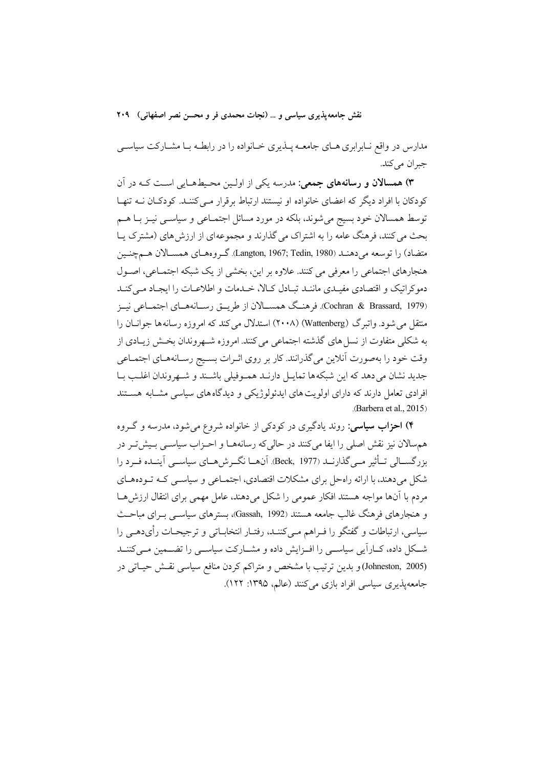مدارس در واقع نابرابری‌های جامعه‌پذیری خانواده را در رابطه با مشارکت سیاسی جبران می‌کند.

**۳) همسالان و رسانه‌های جمعی:** مدرسه یکی از اولین محیط‌هایی است که در آن کودکان با افراد دیگر که اعضای خانواده او نیستند ارتباط برقرار می‌کنند. کودکان نه تنها توسط همسالان خود بسیج می‌شوند، بلکه در مورد مسائل اجتماعی و سیاسی نیز با هم بحث می‌کنند، فرهنگ عامه را به اشتراک می‌گذارند و مجموعه‌ای از ارزش‌های (مشترک یا متضاد) را توسعه می‌دهند (Langton, 1967; Tedin, 1980). گروه‌های همسالان همچنین هنجارهای اجتماعی را معرفی می‌کنند. علاوه بر این، بخشی از یک شبکه اجتماعی، اصول دموکراتیک و اقتصادی مفیدی مانند تبادل کالا، خدمات و اطلاعات را ایجاد می‌کند (Cochran & Brassard, 1979). فرهنگ همسالان از طریق رسانه‌های اجتماعی نیز منتقل می‌شود. واتبرگ (Wattenberg) (۲۰۰۸) استدلال می‌کند که امروزه رسانه‌ها جوانان را به شکلی متفاوت از نسل‌های گذشته اجتماعی می‌کنند. امروزه شهروندان بخش زیادی از وقت خود را به‌صورت آنلاین می‌گذرانند. کار بر روی اثرات بسیج رسانه‌های اجتماعی جدید نشان می‌دهد که این شبکه‌ها تمایل دارند هموفیلی باشند و شهروندان اغلب با افرادی تعامل دارند که دارای اولویت‌های ایدئولوژیکی و دیدگاه‌های سیاسی مشابه هستند (Barbera et al., 2015).

**۴) احزاب سیاسی:** روند یادگیری در کودکی از خانواده شروع می‌شود، مدرسه و گروه همسالان نیز نقش اصلی را ایفا می‌کنند در حالی‌که رسانه‌ها و احزاب سیاسی بیش‌تر در بزرگسالی تأثیر می‌گذارند (Beck, 1977). آن‌ها نگرش‌های سیاسی آینده فرد را شکل می‌دهند، با ارائه راه‌حل برای مشکلات اقتصادی، اجتماعی و سیاسی که توده‌های مردم با آن‌ها مواجه هستند افکار عمومی را شکل می‌دهند، عامل مهمی برای انتقال ارزش‌ها و هنجارهای فرهنگ غالب جامعه هستند (Gassah, 1992)، بسترهای سیاسی برای مباحث سیاسی، ارتباطات و گفتگو را فراهم می‌کنند، رفتار انتخاباتی و ترجیحات رأی‌دهی را شکل داده، کارآیی سیاسی را افزایش داده و مشارکت سیاسی را تضمین می‌کنند (Johneston, 2005) و بدین ترتیب با مشخص و متراکم کردن منافع سیاسی نقش حیاتی در جامعه‌پذیری سیاسی افراد بازی می‌کنند (عالم، ۱۳۹۵: ۱۲۲).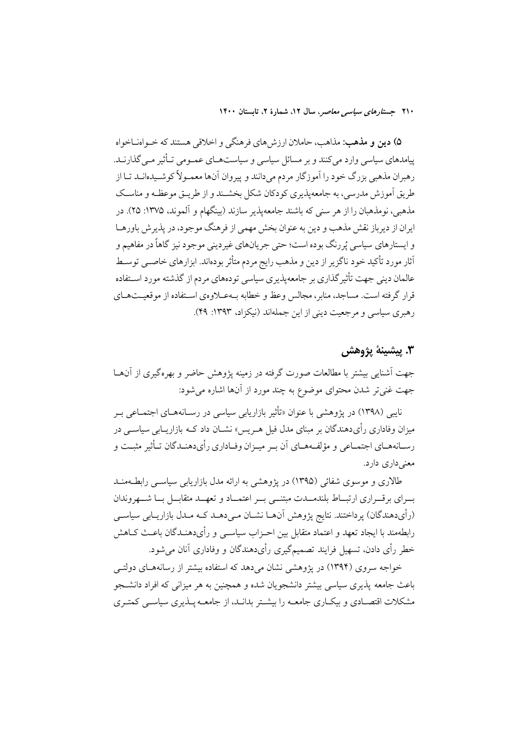**۵) دین و مذهب:** مذاهب، حاملان ارزش‌های فرهنگی و اخلاقی هستند که خواه‌ناخواه پیامدهای سیاسی وارد می‌کنند و بر مسائل سیاسی و سیاست‌های عمومی تأثیر می‌گذارند. رهبران مذهبی بزرگ خود را آموزگار مردم می‌دانند و پیروان آن‌ها معمولاً کوشیده‌اند تا از طریق آموزش مدرسی، به جامعه‌پذیری کودکان شکل بخشند و از طریق موعظه و مناسک مذهبی، نومذهبان را از هر سنی که باشند جامعه‌پذیر سازند (بینگهام و آلموند، ۱۳۷۵: ۲۵). در ایران از دیرباز نقش مذهب و دین به عنوان بخش مهمی از فرهنگ موجود، در پذیرش باورها و ایستارهای سیاسی پُررنگ بوده است؛ حتی جریان‌های غیردینی موجود نیز گاهاً در مفاهیم و آثار مورد تأکید خود ناگزیر از دین و مذهب رایج مردم متأثر بوده‌اند. ابزارهای خاصی توسط عالمان دینی جهت تأثیرگذاری بر جامعه‌پذیری سیاسی توده‌های مردم از گذشته مورد استفاده قرار گرفته است. مساجد، منابر، مجالس وعظ و خطابه به‌علاوه‌ی استفاده از موقعیت‌های رهبری سیاسی و مرجعیت دینی از این جمله‌اند (نیکزاد، ۱۳۹۳: ۴۹).

## ۳. پیشینهٔ پژوهش

جهت آشنایی بیشتر با مطالعات صورت گرفته در زمینه پژوهش حاضر و بهره‌گیری از آن‌ها جهت غنی‌تر شدن محتوای موضوع به چند مورد از آن‌ها اشاره می‌شود:

نایبی (۱۳۹۸) در پژوهشی با عنوان «تأثیر بازاریابی سیاسی در رسانه‌های اجتماعی بر میزان وفاداری رأی‌دهندگان بر مبنای مدل فیل هریس» نشان داد که بازاریابی سیاسی در رسانه‌های اجتماعی و مؤلفه‌های آن بر میزان وفاداری رأی‌دهندگان تأثیر مثبت و معنی‌داری دارد.

طالاری و موسوی شفائی (۱۳۹۵) در پژوهشی به ارائه مدل بازاریابی سیاسی رابطه‌مند برای برقراری ارتباط بلندمدت مبتنی بر اعتماد و تعهد متقابل با شهروندان (رأی‌دهندگان) پرداختند. نتایج پژوهش آن‌ها نشان می‌دهد که مدل بازاریابی سیاسی رابطه‌مند با ایجاد تعهد و اعتماد متقابل بین احزاب سیاسی و رأی‌دهندگان باعث کاهش خطر رأی دادن، تسهیل فرایند تصمیم‌گیری رأی‌دهندگان و وفاداری آنان می‌شود.

خواجه سروی (۱۳۹۴) در پژوهشی نشان می‌دهد که استفاده بیشتر از رسانه‌های دولتی باعث جامعه پذیری سیاسی بیشتر دانشجویان شده و همچنین به هر میزانی که افراد دانشجو مشکلات اقتصادی و بیکاری جامعه را بیشتر بدانند، از جامعه پذیری سیاسی کمتری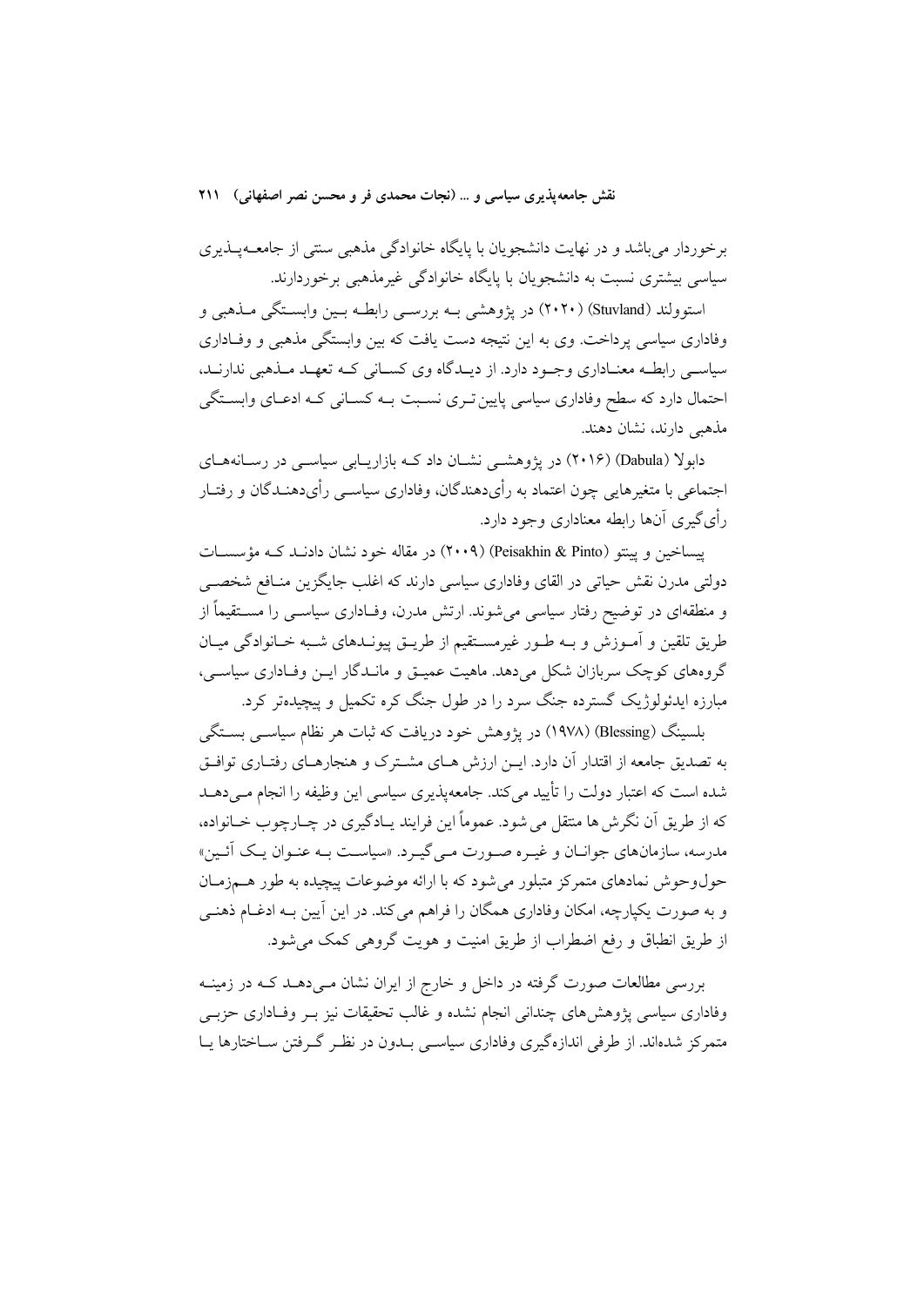برخوردار می‌باشد و در نهایت دانشجویان با پایگاه خانوادگی مذهبی سنتی از جامعه‌پذیری سیاسی بیشتری نسبت به دانشجویان با پایگاه خانوادگی غیرمذهبی برخوردارند.

استوولند (Stuvland) (۲۰۲۰) در پژوهشی به بررسی رابطه بین وابستگی مذهبی و وفاداری سیاسی پرداخت. وی به این نتیجه دست یافت که بین وابستگی مذهبی و وفاداری سیاسی رابطه معناداری وجود دارد. از دیدگاه وی کسانی که تعهد مذهبی ندارند، احتمال دارد که سطح وفاداری سیاسی پایین‌تری نسبت به کسانی که ادعای وابستگی مذهبی دارند، نشان دهند.

دابولا (Dabula) (۲۰۱۶) در پژوهشی نشان داد که بازاریابی سیاسی در رسانه‌های اجتماعی با متغیرهایی چون اعتماد به رأی‌دهندگان، وفاداری سیاسی رأی‌دهندگان و رفتار رأی‌گیری آن‌ها رابطه معناداری وجود دارد.

پیساخین و پینتو (Peisakhin & Pinto) (۲۰۰۹) در مقاله خود نشان دادند که مؤسسات دولتی مدرن نقش حیاتی در القای وفاداری سیاسی دارند که اغلب جایگزین منافع شخصی و منطقه‌ای در توضیح رفتار سیاسی می‌شوند. ارتش مدرن، وفاداری سیاسی را مستقیماً از طریق تلقین و آموزش و به طور غیرمستقیم از طریق پیوندهای شبه خانوادگی میان گروه‌های کوچک سربازان شکل می‌دهد. ماهیت عمیق و ماندگار این وفاداری سیاسی، مبارزه ایدئولوژیک گسترده جنگ سرد را در طول جنگ کره تکمیل و پیچیده‌تر کرد.

بلسینگ (Blessing) (۱۹۷۸) در پژوهش خود دریافت که ثبات هر نظام سیاسی بستگی به تصدیق جامعه از اقتدار آن دارد. این ارزش های مشترک و هنجارهای رفتاری توافق شده است که اعتبار دولت را تأیید می‌کند. جامعه‌پذیری سیاسی این وظیفه را انجام می‌دهد که از طریق آن نگرش ها منتقل می شود. عموماً این فرایند یادگیری در چارچوب خانواده، مدرسه، سازمان‌های جوانان و غیره صورت می‌گیرد. «سیاست به عنوان یک آئین» حول‌وحوش نمادهای متمرکز متبلور می شود که با ارائه موضوعات پیچیده به طور هم‌زمان و به صورت یکپارچه، امکان وفاداری همگان را فراهم می‌کند. در این آیین به ادغام ذهنی از طریق انطباق و رفع اضطراب از طریق امنیت و هویت گروهی کمک می‌شود.

بررسی مطالعات صورت گرفته در داخل و خارج از ایران نشان می‌دهد که در زمینه وفاداری سیاسی پژوهش‌های چندانی انجام نشده و غالب تحقیقات نیز بر وفاداری حزبی متمرکز شده‌اند. از طرفی اندازه‌گیری وفاداری سیاسی بدون در نظر گرفتن ساختارها یا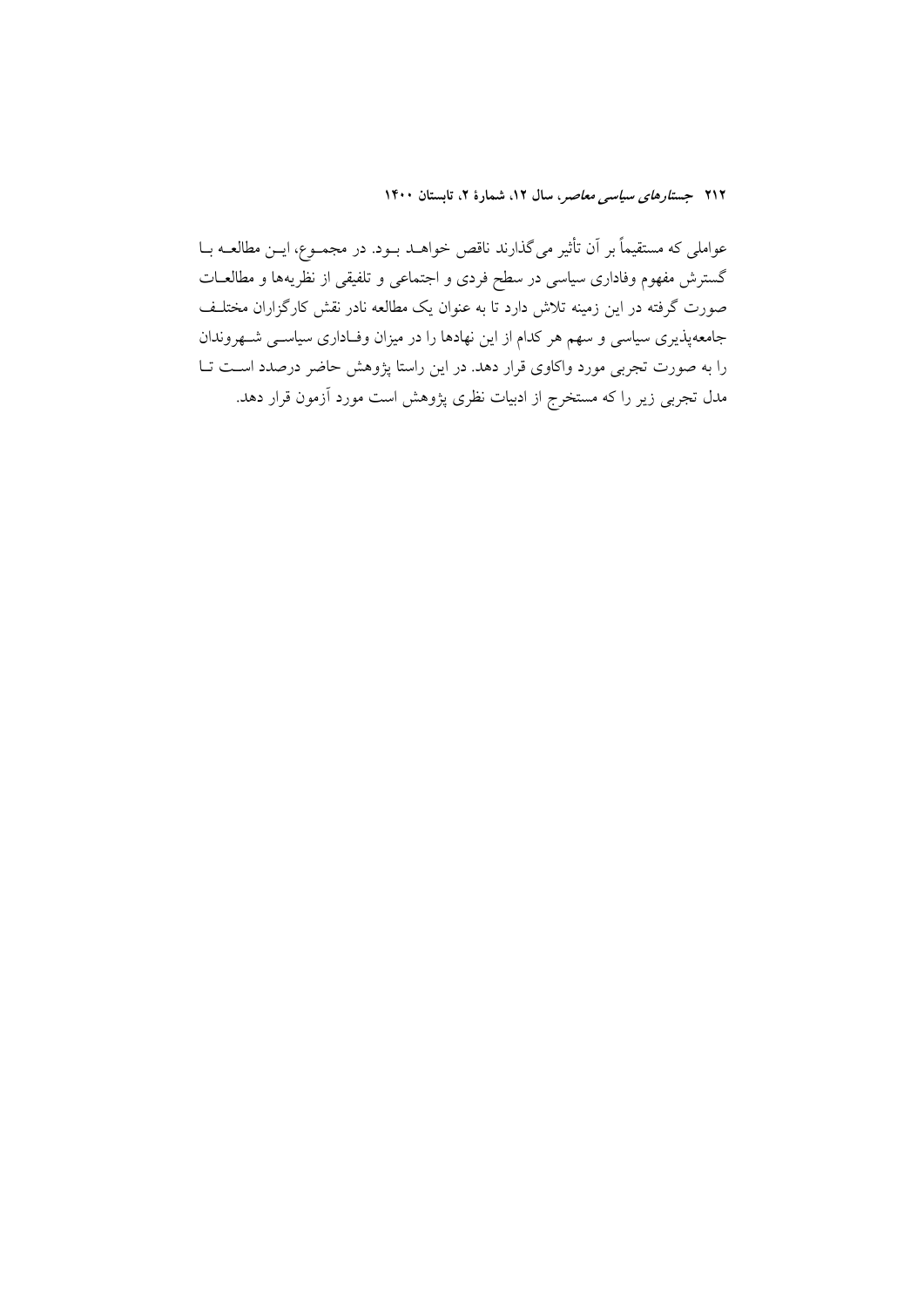عواملی که مستقیماً بر آن تأثیر می‌گذارند ناقص خواهد بود. در مجموع، این مطالعه با گسترش مفهوم وفاداری سیاسی در سطح فردی و اجتماعی و تلفیقی از نظریه‌ها و مطالعات صورت گرفته در این زمینه تلاش دارد تا به عنوان یک مطالعه نادر نقش کارگزاران مختلف جامعه‌پذیری سیاسی و سهم هر کدام از این نهادها را در میزان وفاداری سیاسی شهروندان را به صورت تجربی مورد واکاوی قرار دهد. در این راستا پژوهش حاضر درصدد است تا مدل تجربی زیر را که مستخرج از ادبیات نظری پژوهش است مورد آزمون قرار دهد.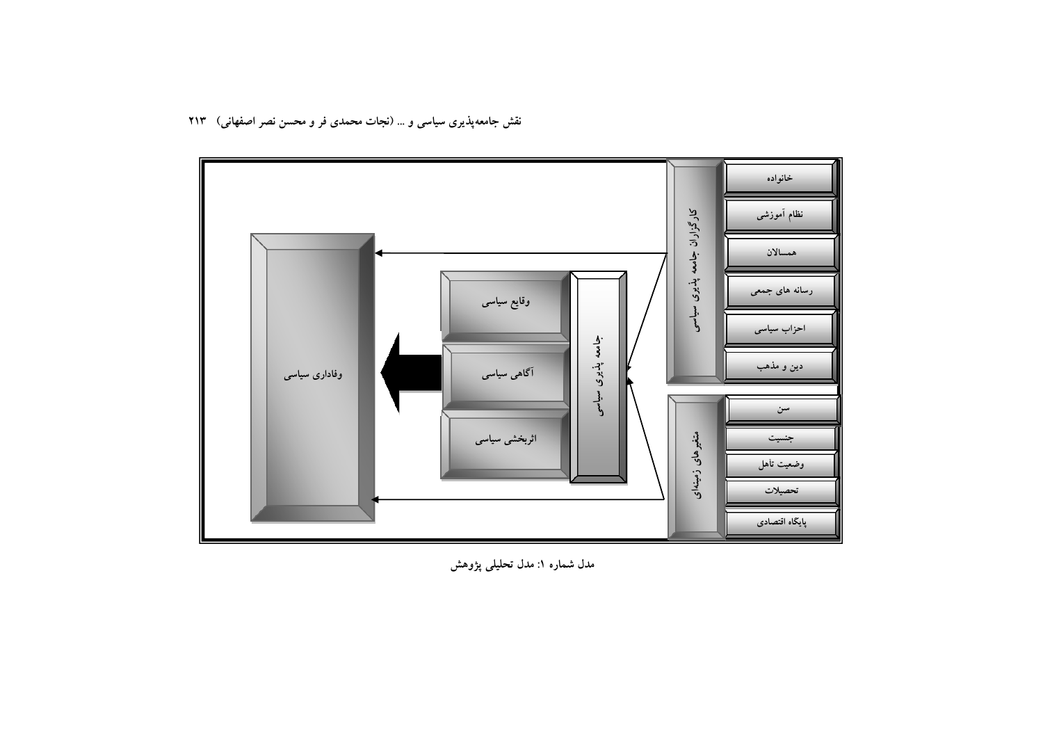وفاداری سیاسی

وقایع سیاسی

آگاهی سیاسی

اثربخشی سیاسی

جامعه پذیری سیاسی

کارگزاران جامعه پذیری سیاسی

- خانواده
- نظام آموزشی
- همسالان
- رسانه های جمعی
- احزاب سیاسی
- دین و مذهب

متغیرهای زمینه‌ای

- سن
- جنسیت
- وضعیت تأهل
- تحصیلات
- پایگاه اقتصادی

مدل شماره ۱: مدل تحلیلی پژوهش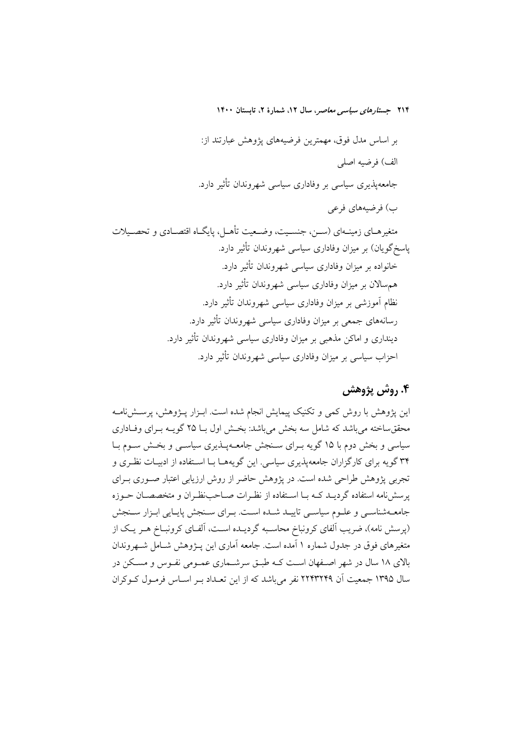بر اساس مدل فوق، مهمترین فرضیههای پژوهش عبارتند از:

الف) فرضیه اصلی

جامعه‌پذیری سیاسی بر وفاداری سیاسی شهروندان تأثیر دارد.

ب) فرضیههای فرعی

متغیرهـای زمینـه‌ای (سـن، جنسـیت، وضـعیت تأهـل، پایگـاه اقتصـادی و تحصـیلات پاسخ‌گویان) بر میزان وفاداری سیاسی شهروندان تأثیر دارد.

خانواده بر میزان وفاداری سیاسی شهروندان تأثیر دارد.

همسالان بر میزان وفاداری سیاسی شهروندان تأثیر دارد.

نظام آموزشی بر میزان وفاداری سیاسی شهروندان تأثیر دارد.

رسانههای جمعی بر میزان وفاداری سیاسی شهروندان تأثیر دارد.

دینداری و اماکن مذهبی بر میزان وفاداری سیاسی شهروندان تأثیر دارد.

احزاب سیاسی بر میزان وفاداری سیاسی شهروندان تأثیر دارد.

## ۴. روش پژوهش

این پژوهش با روش کمی و تکنیک پیمایش انجام شده است. ابـزار پـژوهش، پرسـش‌نامـه محققساخته میباشد که شامل سه بخش میباشد: بخـش اول بـا ۲۵ گویـه بـرای وفـاداری سیاسی و بخش دوم با ۱۵ گویه بـرای سـنجش جامعـه‌پـذیری سیاسـی و بخـش سـوم بـا ۳۴ گویه برای کارگزاران جامعه‌پذیری سیاسی. این گویه‌هـا بـا اسـتفاده از ادبیـات نظـری و تجربی پژوهش طراحی شده است. در پژوهش حاضر از روش ارزیابی اعتبار صـوری بـرای پرسش‌نامه استفاده گردیـد کـه بـا اسـتفاده از نظـرات صـاحب‌نظـران و متخصصـان حـوزه جامعـه‌شناسـی و علـوم سیاسـی تاییـد شـده اسـت. بـرای سـنجش پایـایی ابـزار سـنجش (پرسش نامه)، ضریب آلفای کرونباخ محاسـبه گردیـده اسـت، آلفـای کرونبـاخ هـر یـک از متغیرهای فوق در جدول شماره ۱ آمده است. جامعه آماری این پـژوهش شـامل شـهروندان بالای ۱۸ سال در شهر اصـفهان اسـت کـه طبـق سرشـماری عمـومی نفـوس و مسـکن در سال ۱۳۹۵ جمعیت آن ۲۲۴۳۲۴۹ نفر میباشد که از این تعـداد بـر اسـاس فرمـول کـوکران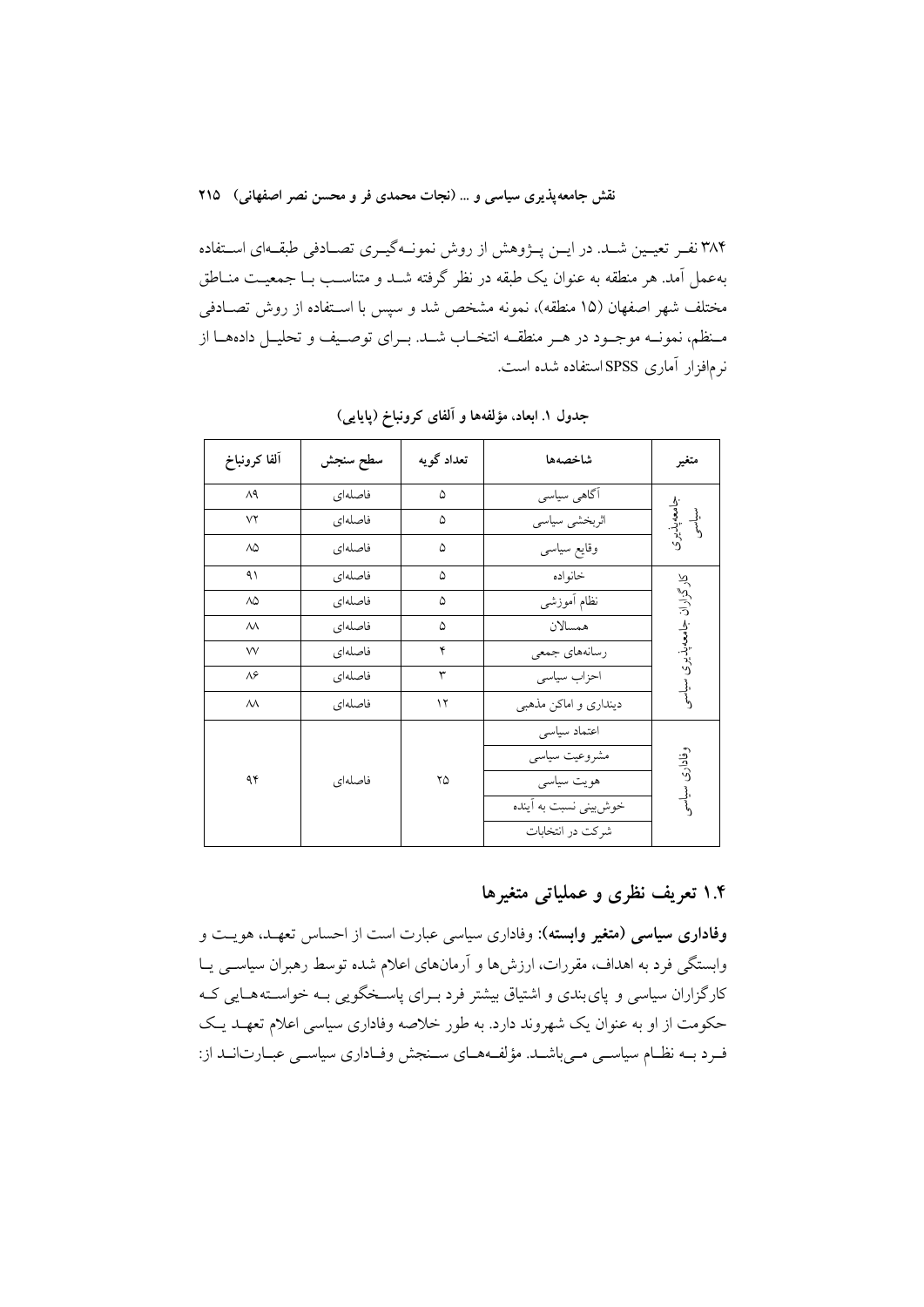۳۸۴ نفـر تعیـین شـد. در ایـن پـژوهش از روش نمونـه‌گیـری تصـادفی طبقـه‌ای اسـتفاده به‌عمل آمد. هر منطقه به عنوان یک طبقه در نظر گرفته شـد و متناسـب بـا جمعیـت منـاطق مختلف شهر اصفهان (۱۵ منطقه)، نمونه مشخص شد و سپس با اسـتفاده از روش تصـادفی مـنظم، نمونـه موجـود در هـر منطقـه انتخـاب شـد. بـرای توصـیف و تحلیـل داده‌هـا از نرم‌افزار آماری SPSS استفاده شده است.

**جدول ۱. ابعاد، مؤلفه‌ها و آلفای کرونباخ (پایایی)**

| متغیر | شاخص‌ها | تعداد گویه | سطح سنجش | آلفا کرونباخ |
|---|---|---|---|---|
| جامعه‌پذیری سیاسی | آگاهی سیاسی | ۵ | فاصله‌ای | ۸۹ |
| | اثربخشی سیاسی | ۵ | فاصله‌ای | ۷۲ |
| | وقایع سیاسی | ۵ | فاصله‌ای | ۸۵ |
| کارگزاران جامعه‌پذیری سیاسی | خانواده | ۵ | فاصله‌ای | ۹۱ |
| | نظام آموزشی | ۵ | فاصله‌ای | ۸۵ |
| | همسالان | ۵ | فاصله‌ای | ۸۸ |
| | رسانه‌های جمعی | ۴ | فاصله‌ای | ۷۷ |
| | احزاب سیاسی | ۳ | فاصله‌ای | ۸۶ |
| | دینداری و اماکن مذهبی | ۱۲ | فاصله‌ای | ۸۸ |
| وفاداری سیاسی | اعتماد سیاسی | ۲۵ | فاصله‌ای | ۹۴ |
| | مشروعیت سیاسی | | | |
| | هویت سیاسی | | | |
| | خوش‌بینی نسبت به آینده | | | |
| | شرکت در انتخابات | | | |

## ۱.۴ تعریف نظری و عملیاتی متغیرها

**وفاداری سیاسی (متغیر وابسته):** وفاداری سیاسی عبارت است از احساس تعهـد، هویـت و وابستگی فرد به اهداف، مقررات، ارزش‌ها و آرمان‌های اعلام شده توسط رهبران سیاسـی یـا کارگزاران سیاسی و پای‌بندی و اشتیاق بیشتر فرد بـرای پاسـخگویی بـه خواسـته‌هـایی کـه حکومت از او به عنوان یک شهروند دارد. به طور خلاصه وفاداری سیاسی اعلام تعهـد یـک فـرد بـه نظـام سیاسـی مـی‌باشـد. مؤلفـه‌هـای سـنجش وفـاداری سیاسـی عبـارت‌انـد از: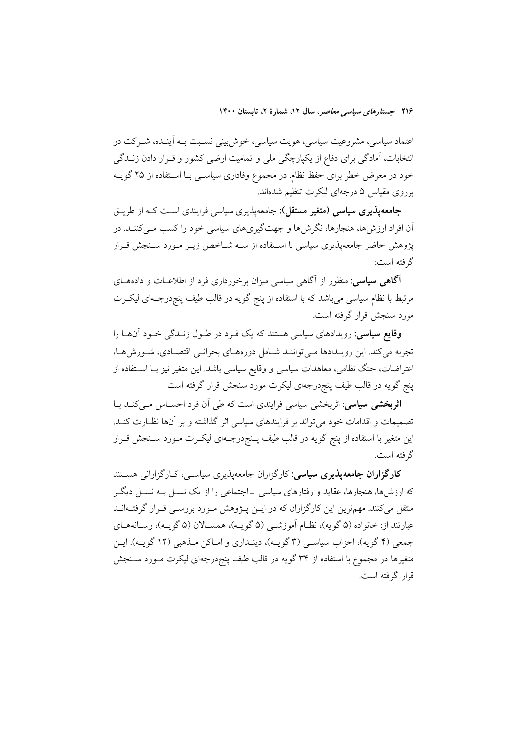اعتماد سیاسی، مشروعیت سیاسی، هویت سیاسی، خوش‌بینی نسبت به آینده، شرکت در انتخابات، آمادگی برای دفاع از یکپارچگی ملی و تمامیت ارضی کشور و قرار دادن زندگی خود در معرض خطر برای حفظ نظام. در مجموع وفاداری سیاسی با استفاده از ۲۵ گویه برروی مقیاس ۵ درجه‌ای لیکرت تنظیم شده‌اند.

**جامعه‌پذیری سیاسی (متغیر مستقل):** جامعه‌پذیری سیاسی فرایندی است که از طریق آن افراد ارزش‌ها، هنجارها، نگرش‌ها و جهت‌گیری‌های سیاسی خود را کسب می‌کنند. در پژوهش حاضر جامعه‌پذیری سیاسی با استفاده از سه شاخص زیر مورد سنجش قرار گرفته است:

**آگاهی سیاسی**: منظور از آگاهی سیاسی میزان برخورداری فرد از اطلاعات و داده‌های مرتبط با نظام سیاسی می‌باشد که با استفاده از پنج گویه در قالب طیف پنج‌درجه‌ای لیکرت مورد سنجش قرار گرفته است.

**وقایع سیاسی**: رویدادهای سیاسی هستند که یک فرد در طول زندگی خود آن‌ها را تجربه می‌کند. این رویدادها می‌توانند شامل دوره‌های بحرانی اقتصادی، شورش‌ها، اعتراضات، جنگ نظامی، معاهدات سیاسی و وقایع سیاسی باشد. این متغیر نیز با استفاده از پنج گویه در قالب طیف پنج‌درجه‌ای لیکرت مورد سنجش قرار گرفته است

**اثربخشی سیاسی**: اثربخشی سیاسی فرایندی است که طی آن فرد احساس می‌کند با تصمیمات و اقدامات خود می‌تواند بر فرایندهای سیاسی اثر گذاشته و بر آن‌ها نظارت کند. این متغیر با استفاده از پنج گویه در قالب طیف پنج‌درجه‌ای لیکرت مورد سنجش قرار گرفته است.

**کارگزاران جامعه‌پذیری سیاسی**: کارگزاران جامعه‌پذیری سیاسی، کارگزارانی هستند که ارزش‌ها، هنجارها، عقاید و رفتارهای سیاسی ـ اجتماعی را از یک نسل به نسل دیگر منتقل می‌کنند. مهم‌ترین این کارگزاران که در این پژوهش مورد بررسی قرار گرفته‌اند عبارتند از: خانواده (۵ گویه)، نظام آموزشی (۵ گویه)، همسالان (۵ گویه)، رسانه‌های جمعی (۴ گویه)، احزاب سیاسی (۳ گویه)، دینداری و اماکن مذهبی (۱۲ گویه). این متغیرها در مجموع با استفاده از ۳۴ گویه در قالب طیف پنج‌درجه‌ای لیکرت مورد سنجش قرار گرفته است.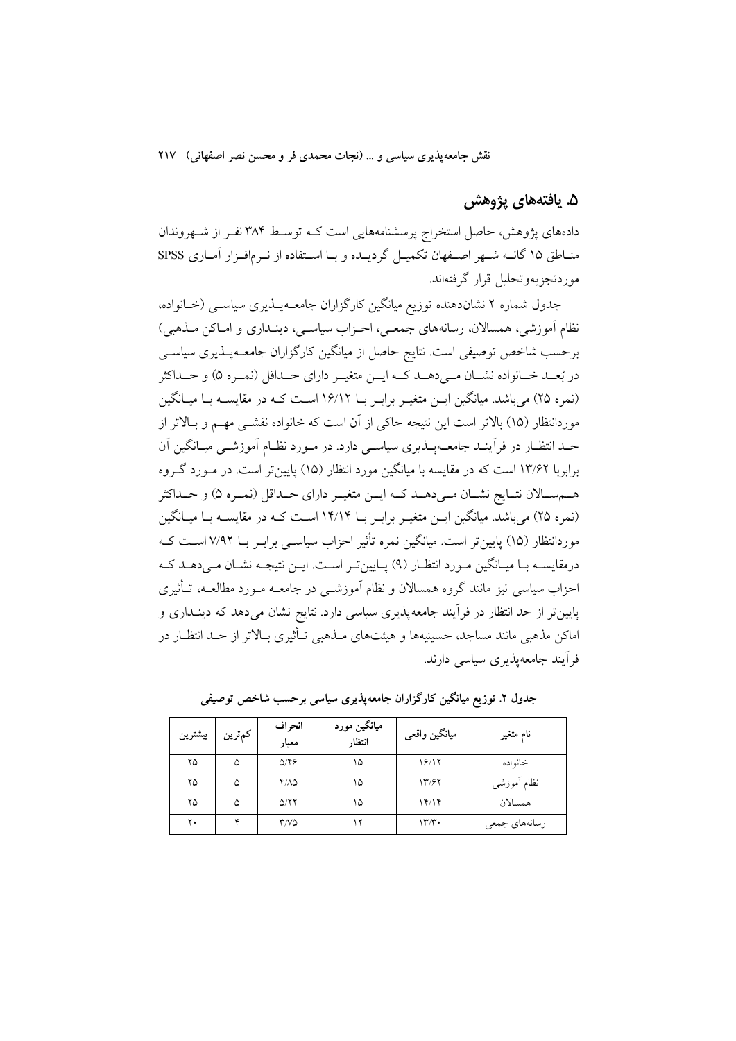## ۵. یافته‌های پژوهش

داده‌های پژوهش، حاصل استخراج پرسشنامه‌هایی است کـه توسـط ۳۸۴ نفـر از شـهروندان منـاطق ۱۵ گانـه شـهر اصـفهان تکمیـل گردیـده و بـا اسـتفاده از نـرم‌افـزار آمـاری SPSS موردتجزیه‌وتحلیل قرار گرفته‌اند.

جدول شماره ۲ نشان‌دهنده توزیع میانگین کارگزاران جامعـه‌پـذیری سیاسـی (خـانواده، نظام آموزشی، همسالان، رسانه‌های جمعـی، احـزاب سیاسـی، دینـداری و امـاکن مـذهبی) برحسب شاخص توصیفی است. نتایج حاصل از میانگین کارگزاران جامعـه‌پـذیری سیاسـی در بُعـد خـانواده نشـان مـی‌دهـد کـه ایـن متغیـر دارای حـداقل (نمـره ۵) و حـداکثر (نمره ۲۵) می‌باشد. میانگین ایـن متغیـر برابـر بـا ۱۶/۱۲ اسـت کـه در مقایسـه بـا میـانگین موردانتظار (۱۵) بالاتر است این نتیجه حاکی از آن است که خانواده نقشـی مهـم و بـالاتر از حـد انتظـار در فرآینـد جامعـه‌پـذیری سیاسـی دارد. در مـورد نظـام آموزشـی میـانگین آن برابربا ۱۳/۶۲ است که در مقایسه با میانگین مورد انتظار (۱۵) پایین‌تر است. در مـورد گـروه هـم‌سـالان نتـایج نشـان مـی‌دهـد کـه ایـن متغیـر دارای حـداقل (نمـره ۵) و حـداکثر (نمره ۲۵) می‌باشد. میانگین ایـن متغیـر برابـر بـا ۱۴/۱۴ اسـت کـه در مقایسـه بـا میـانگین موردانتظار (۱۵) پایین‌تر است. میانگین نمره تأثیر احزاب سیاسـی برابـر بـا ۷/۹۲ اسـت کـه درمقایسـه بـا میـانگین مـورد انتظـار (۹) پـایین‌تـر اسـت. ایـن نتیجـه نشـان مـی‌دهـد کـه احزاب سیاسی نیز مانند گروه همسالان و نظام آموزشـی در جامعـه مـورد مطالعـه، تـأثیری پایین‌تر از حد انتظار در فرآیند جامعه‌پذیری سیاسی دارد. نتایج نشان می‌دهد که دینـداری و اماکن مذهبی مانند مساجد، حسینیه‌ها و هیئت‌های مـذهبی تـأثیری بـالاتر از حـد انتظـار در فرآیند جامعه‌پذیری سیاسی دارند.

**جدول ۲. توزیع میانگین کارگزاران جامعه‌پذیری سیاسی برحسب شاخص توصیفی**

| نام متغیر | میانگین واقعی | میانگین مورد انتظار | انحراف معیار | کم‌ترین | بیشترین |
|---|---|---|---|---|---|
| خانواده | ۱۶/۱۲ | ۱۵ | ۵/۴۶ | ۵ | ۲۵ |
| نظام آموزشی | ۱۳/۶۲ | ۱۵ | ۴/۸۵ | ۵ | ۲۵ |
| همسالان | ۱۴/۱۴ | ۱۵ | ۵/۲۲ | ۵ | ۲۵ |
| رسانه‌های جمعی | ۱۳/۳۰ | ۱۲ | ۳/۷۵ | ۴ | ۲۰ |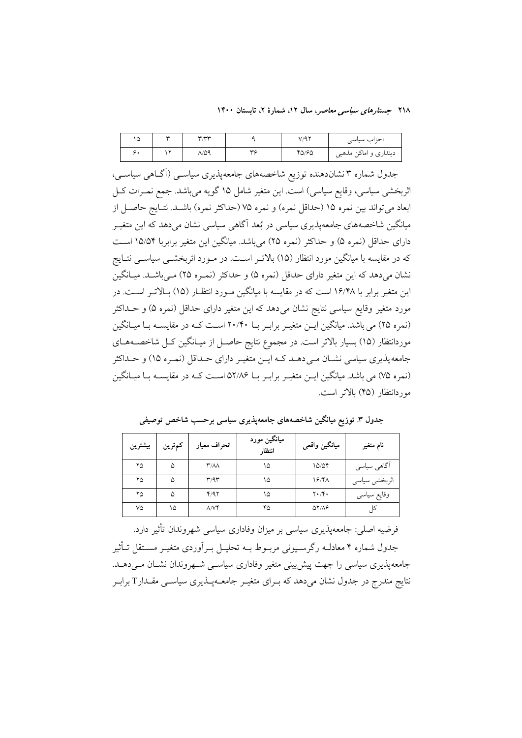| احزاب سیاسی | ۷/۹۲ | ۹ | ۳/۳۳ | ۳ | ۱۵ |
| --- | --- | --- | --- | --- | --- |
| دینداری و اماکن مذهبی | ۴۵/۶۵ | ۳۶ | ۸/۵۹ | ۱۲ | ۶۰ |

جدول شماره ۳ نشان‌دهنده توزیع شاخصه‌های جامعه‌پذیری سیاسی (آگاهی سیاسی، اثربخشی سیاسی، وقایع سیاسی) است. این متغیر شامل ۱۵ گویه می‌باشد. جمع نمرات کل ابعاد می‌تواند بین نمره ۱۵ (حداقل نمره) و نمره ۷۵ (حداکثر نمره) باشد. نتایج حاصل از میانگین شاخصه‌های جامعه‌پذیری سیاسی در بُعد آگاهی سیاسی نشان می‌دهد که این متغیر دارای حداقل (نمره ۵) و حداکثر (نمره ۲۵) می‌باشد. میانگین این متغیر برابربا ۱۵/۵۴ است که در مقایسه با میانگین مورد انتظار (۱۵) بالاتر است. در مورد اثربخشی سیاسی نتایج نشان می‌دهد که این متغیر دارای حداقل (نمره ۵) و حداکثر (نمره ۲۵) می‌باشد. میانگین این متغیر برابر با ۱۶/۴۸ است که در مقایسه با میانگین مورد انتظار (۱۵) بالاتر است. در مورد متغیر وقایع سیاسی نتایج نشان می‌دهد که این متغیر دارای حداقل (نمره ۵) و حداکثر (نمره ۲۵) می باشد. میانگین این متغیر برابر با ۲۰/۴۰ است که در مقایسه با میانگین موردانتظار (۱۵) بسیار بالاتر است. در مجموع نتایج حاصل از میانگین کل شاخصه‌های جامعه‌پذیری سیاسی نشان می‌دهد که این متغیر دارای حداقل (نمره ۱۵) و حداکثر (نمره ۷۵) می باشد. میانگین این متغیر برابر با ۵۲/۸۶ است که در مقایسه با میانگین موردانتظار (۴۵) بالاتر است.

**جدول ۳. توزیع میانگین شاخصه‌های جامعه‌پذیری سیاسی برحسب شاخص توصیفی**

| نام متغیر | میانگین واقعی | میانگین مورد انتظار | انحراف معیار | کم‌ترین | بیشترین |
| --- | --- | --- | --- | --- | --- |
| آگاهی سیاسی | ۱۵/۵۴ | ۱۵ | ۳/۸۸ | ۵ | ۲۵ |
| اثربخشی سیاسی | ۱۶/۴۸ | ۱۵ | ۳/۹۳ | ۵ | ۲۵ |
| وقایع سیاسی | ۲۰/۴۰ | ۱۵ | ۴/۹۲ | ۵ | ۲۵ |
| کل | ۵۲/۸۶ | ۴۵ | ۸/۷۴ | ۱۵ | ۷۵ |

فرضیه اصلی: جامعه‌پذیری سیاسی بر میزان وفاداری سیاسی شهروندان تأثیر دارد.

جدول شماره ۴ معادله رگرسیونی مربوط به تحلیل برآوردی متغیر مستقل تأثیر جامعه‌پذیری سیاسی را جهت پیش‌بینی متغیر وفاداری سیاسی شهروندان نشان می‌دهد. نتایج مندرج در جدول نشان می‌دهد که برای متغیر جامعه‌پذیری سیاسی مقدارT برابر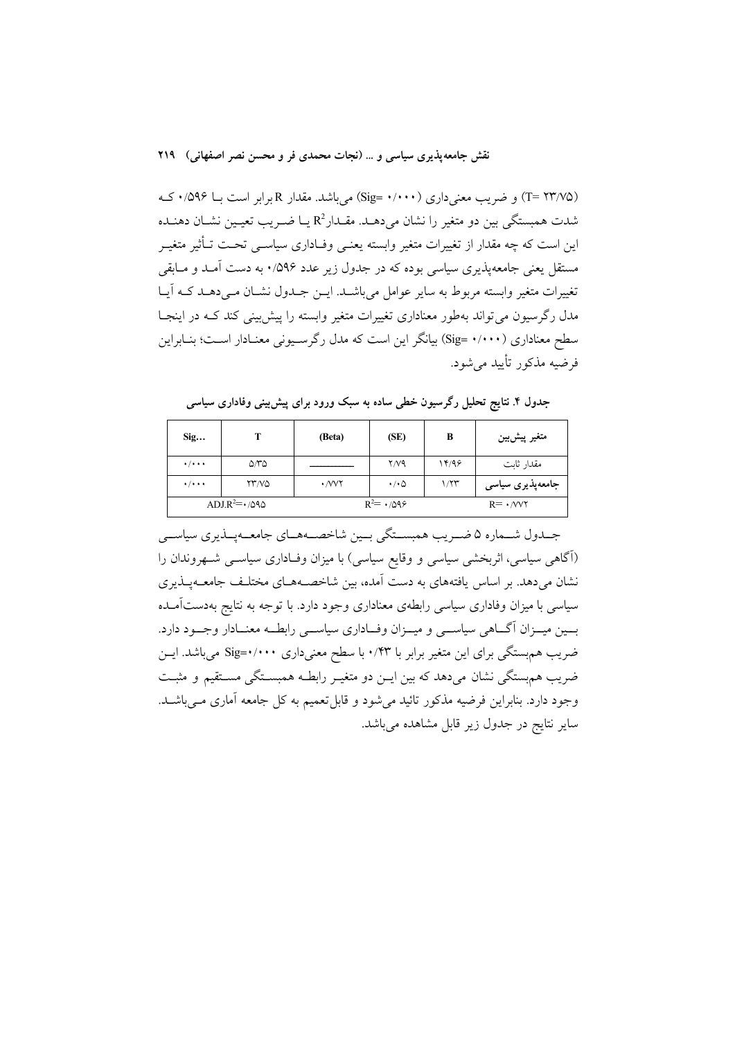(T= ۲۳/۷۵) و ضریب معنی‌داری (Sig= ۰/۰۰۰) می‌باشد. مقدار R برابر است با ۰/۵۹۶ که شدت همبستگی بین دو متغیر را نشان می‌دهد. مقدار $R^2$ یا ضریب تعیین نشان دهنده این است که چه مقدار از تغییرات متغیر وابسته یعنی وفاداری سیاسی تحت تأثیر متغیر مستقل یعنی جامعه‌پذیری سیاسی بوده که در جدول زیر عدد ۰/۵۹۶ به دست آمد و مابقی تغییرات متغیر وابسته مربوط به سایر عوامل می‌باشد. این جدول نشان می‌دهد که آیا مدل رگرسیون می‌تواند به‌طور معناداری تغییرات متغیر وابسته را پیش‌بینی کند که در اینجا سطح معناداری (Sig= ۰/۰۰۰) بیانگر این است که مدل رگرسیونی معنادار است؛ بنابراین فرضیه مذکور تأیید می‌شود.

**جدول ۴. نتایج تحلیل رگرسیون خطی ساده به سبک ورود برای پیش‌بینی وفاداری سیاسی**

| متغیر پیش‌بین | B | (SE) | (Beta) | T | Sig... |
|---|---|---|---|---|---|
| مقدار ثابت | ۱۴/۹۶ | ۲/۷۹ | ــــــــ | ۵/۳۵ | ۰/۰۰۰ |
| **جامعه‌پذیری سیاسی** | ۱/۲۳ | ۰/۰۵ | ۰/۷۷۲ | ۲۳/۷۵ | ۰/۰۰۰ |
| $R= ۰/۷۷۲$ | | $R^2= ۰/۵۹۶$ | | $ADJ.R^2= ۰/۵۹۵$ | |

جدول شماره ۵ ضریب همبستگی بین شاخصه‌های جامعه‌پذیری سیاسی (آگاهی سیاسی، اثربخشی سیاسی و وقایع سیاسی) با میزان وفاداری سیاسی شهروندان را نشان می‌دهد. بر اساس یافته‌های به دست آمده، بین شاخصه‌های مختلف جامعه‌پذیری سیاسی با میزان وفاداری سیاسی رابطه‌ی معناداری وجود دارد. با توجه به نتایج به‌دست‌آمده بین میزان آگاهی سیاسی و میزان وفاداری سیاسی رابطه معنادار وجود دارد. ضریب هم‌بستگی برای این متغیر برابر با ۰/۴۳ با سطح معنی‌داری Sig=۰/۰۰۰ می‌باشد. این ضریب هم‌بستگی نشان می‌دهد که بین این دو متغیر رابطه همبستگی مستقیم و مثبت وجود دارد. بنابراین فرضیه مذکور تائید می‌شود و قابل‌تعمیم به کل جامعه آماری می‌باشد. سایر نتایج در جدول زیر قابل مشاهده می‌باشد.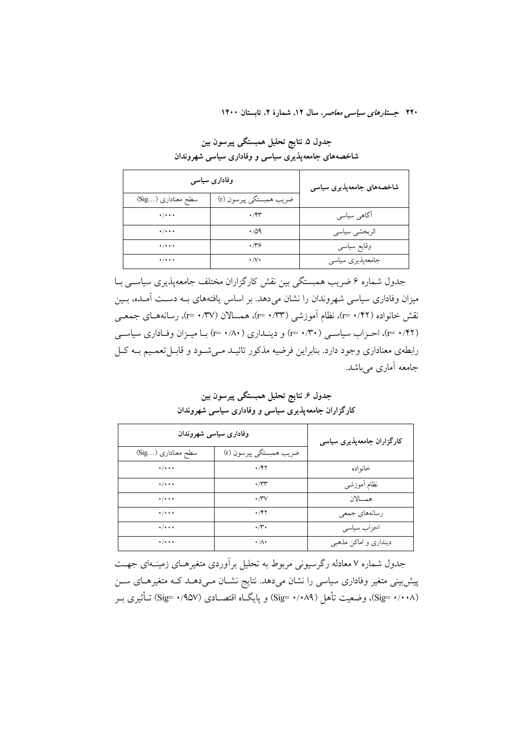**جدول ۵. نتایج تحلیل همبستگی پیرسون بین شاخصه‌های جامعه‌پذیری سیاسی و وفاداری سیاسی شهروندان**

| شاخصه‌های جامعه‌پذیری سیاسی | وفاداری سیاسی | |
|---|---|---|
| | ضریب همبستگی پیرسون (r) | سطح معناداری (Sig...) |
| آگاهی سیاسی | ۰/۴۳ | ۰/۰۰۰ |
| اثربخشی سیاسی | ۰/۵۹ | ۰/۰۰۰ |
| وقایع سیاسی | ۰/۳۶ | ۰/۰۰۰ |
| جامعه‌پذیری سیاسی | ۰/۷۰ | ۰/۰۰۰ |

جدول شماره ۶ ضریب همبستگی بین نقش کارگزاران مختلف جامعه‌پذیری سیاسی با میزان وفاداری سیاسی شهروندان را نشان می‌دهد. بر اساس یافته‌های به دست آمده، بین نقش خانواده (r= ۰/۴۲)، نظام آموزشی (r= ۰/۳۳)، همسالان (r= ۰/۳۷)، رسانه‌های جمعی (r= ۰/۴۲)، احزاب سیاسی (r= ۰/۳۰) و دینداری (r= ۰/۸۰) با میزان وفاداری سیاسی رابطه‌ی معناداری وجود دارد. بنابراین فرضیه مذکور تائید می‌شود و قابل‌تعمیم به کل جامعه آماری می‌باشد.

**جدول ۶. نتایج تحلیل همبستگی پیرسون بین کارگزاران جامعه‌پذیری سیاسی و وفاداری سیاسی شهروندان**

| کارگزاران جامعه‌پذیری سیاسی | وفاداری سیاسی شهروندان | |
|---|---|---|
| | ضریب همبستگی پیرسون (r) | سطح معناداری (Sig...) |
| خانواده | ۰/۴۲ | ۰/۰۰۰ |
| نظام آموزشی | ۰/۳۳ | ۰/۰۰۰ |
| همسالان | ۰/۳۷ | ۰/۰۰۰ |
| رسانه‌های جمعی | ۰/۴۲ | ۰/۰۰۰ |
| احزاب سیاسی | ۰/۳۰ | ۰/۰۰۰ |
| دینداری و اماکن مذهبی | ۰/۸۰ | ۰/۰۰۰ |

جدول شماره ۷ معادله رگرسیونی مربوط به تحلیل برآوردی متغیرهای زمینه‌ای جهت پیش‌بینی متغیر وفاداری سیاسی را نشان می‌دهد. نتایج نشان می‌دهد که متغیرهای سن (Sig= ۰/۰۰۸)، وضعیت تأهل (Sig= ۰/۰۸۹) و پایگاه اقتصادی (Sig= ۰/۹۵۷) تأثیری بر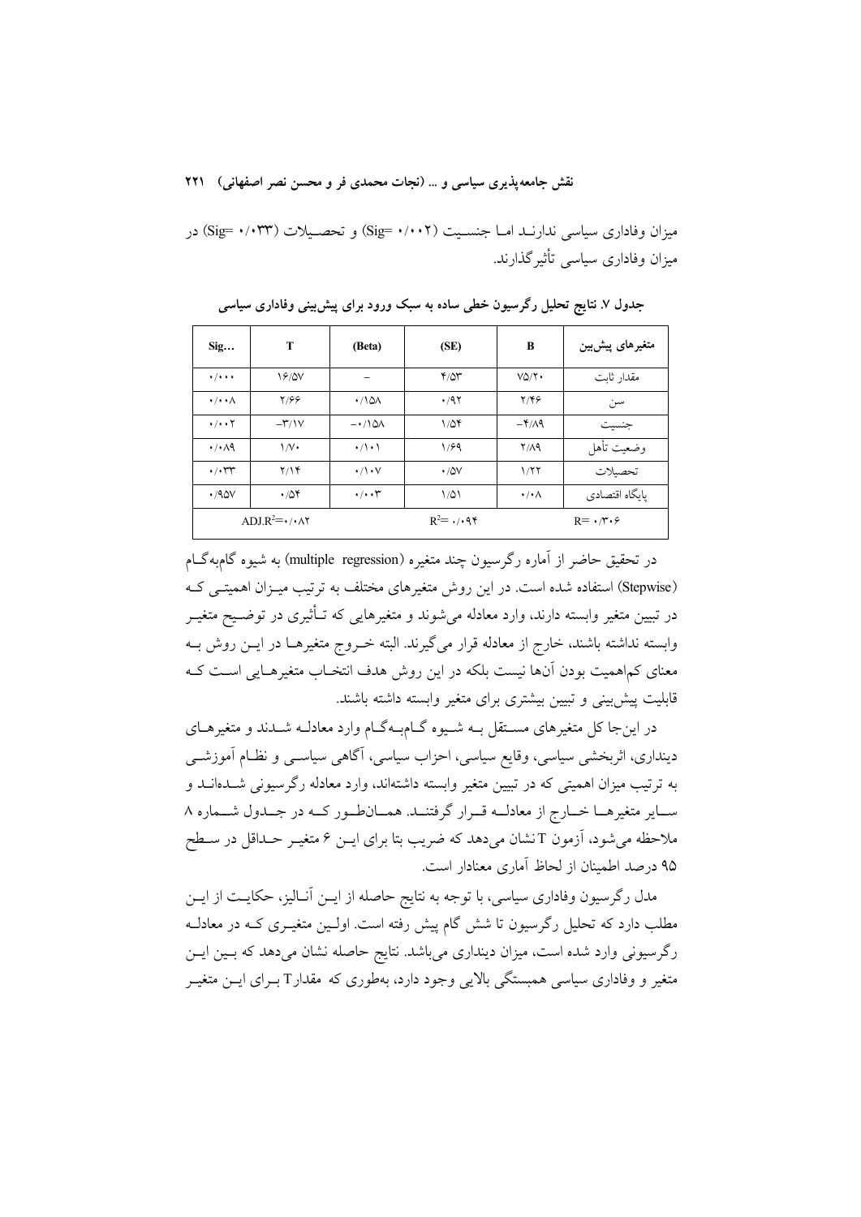میزان وفاداری سیاسی ندارنــد امـا جنسـیت (Sig= ۰/۰۰۲) و تحصـیلات (Sig= ۰/۰۳۳) در میزان وفاداری سیاسی تأثیرگذارند.

**جدول ۷. نتایج تحلیل رگرسیون خطی ساده به سبک ورود برای پیش‌بینی وفاداری سیاسی**

| متغیرهای پیش‌بین | B | (SE) | (Beta) | T | Sig... |
|---|---|---|---|---|---|
| مقدار ثابت | ۷۵/۲۰ | ۴/۵۳ | – | ۱۶/۵۷ | ۰/۰۰۰ |
| سن | ۲/۴۶ | ۰/۹۲ | ۰/۱۵۸ | ۲/۶۶ | ۰/۰۰۸ |
| جنسیت | -۴/۸۹ | ۱/۵۴ | -۰/۱۵۸ | -۳/۱۷ | ۰/۰۰۲ |
| وضعیت تأهل | ۲/۸۹ | ۱/۶۹ | ۰/۱۰۱ | ۱/۷۰ | ۰/۰۸۹ |
| تحصیلات | ۱/۲۲ | ۰/۵۷ | ۰/۱۰۷ | ۲/۱۴ | ۰/۰۳۳ |
| پایگاه اقتصادی | ۰/۰۸ | ۱/۵۱ | ۰/۰۰۳ | ۰/۵۴ | ۰/۹۵۷ |
| $R= ۰/۳۰۶$ | | $R^2= ۰/۰۹۴$ | | $ADJ.R^2= ۰/۰۸۲$ | |

در تحقیق حاضر از آماره رگرسیون چند متغیره (multiple regression) به شیوه گام‌به‌گـام (Stepwise) استفاده شده است. در این روش متغیرهای مختلف به ترتیب میـزان اهمیتـی کـه در تبیین متغیر وابسته دارند، وارد معادله می‌شوند و متغیرهایی که تـأثیری در توضـیح متغیـر وابسته نداشته باشند، خارج از معادله قرار می‌گیرند. البته خـروج متغیرهـا در ایـن روش بـه معنای کم‌اهمیت بودن آن‌ها نیست بلکه در این روش هدف انتخـاب متغیرهـایی اسـت کـه قابلیت پیش‌بینی و تبیین بیشتری برای متغیر وابسته داشته باشند.

در این‌جا کل متغیرهای مسـتقل بـه شـیوه گـام‌بـه‌گـام وارد معادلـه شـدند و متغیرهـای دینداری، اثربخشی سیاسی، وقایع سیاسی، احزاب سیاسی، آگاهی سیاسـی و نظـام آموزشـی به ترتیب میزان اهمیتی که در تبیین متغیر وابسته داشته‌اند، وارد معادله رگرسیونی شـده‌انـد و سـایر متغیرهـا خـارج از معادلـه قـرار گرفتنـد. همـان‌طـور کـه در جـدول شـماره ۸ ملاحظه می‌شود، آزمون T نشان می‌دهد که ضریب بتا برای ایـن ۶ متغیـر حـداقل در سـطح ۹۵ درصد اطمینان از لحاظ آماری معنادار است.

مدل رگرسیون وفاداری سیاسی، با توجه به نتایج حاصله از ایـن آنـالیز، حکایـت از ایـن مطلب دارد که تحلیل رگرسیون تا شش گام پیش رفته است. اولـین متغیـری کـه در معادلـه رگرسیونی وارد شده است، میزان دینداری می‌باشد. نتایج حاصله نشان می‌دهد که بـین ایـن متغیر و وفاداری سیاسی همبستگی بالایی وجود دارد، به‌طوری که مقدار T بـرای ایـن متغیـر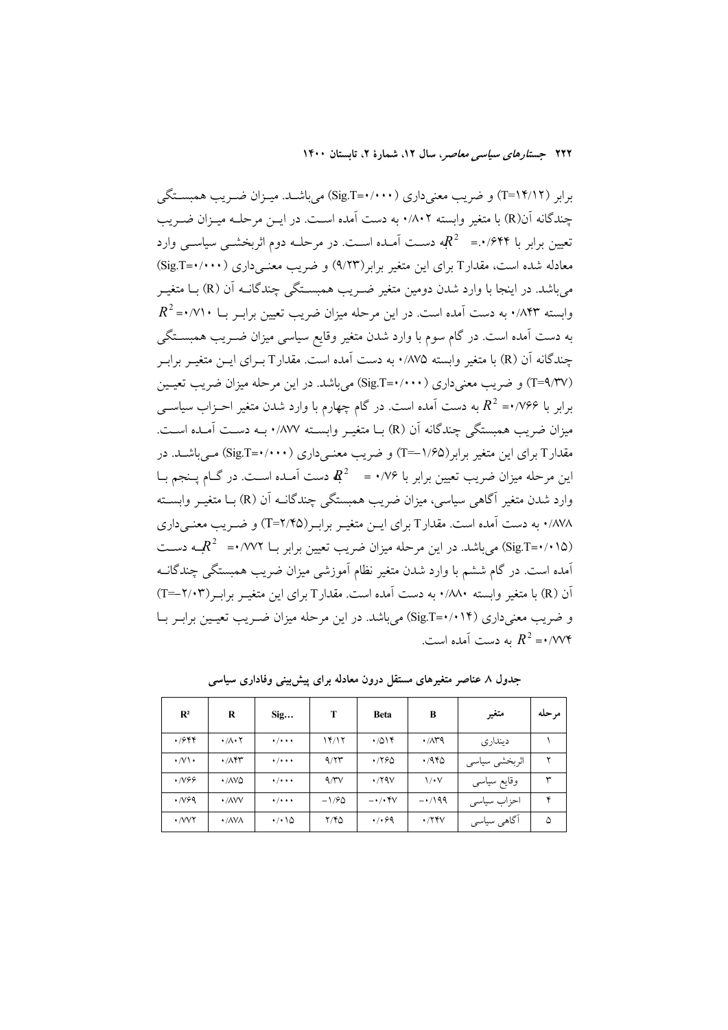برابر (T=۱۴/۱۲) و ضریب معنی‌داری (Sig.T=۰/۰۰۰) می‌باشد. میزان ضریب همبستگی چندگانه آن(R) با متغیر وابسته ۰/۸۰۲ به دست آمده است. در این مرحله میزان ضریب تعیین برابر با $R^2$ =۰/۶۴۴ به دست آمده است. در مرحله دوم اثربخشی سیاسی وارد معادله شده است، مقدارT برای این متغیر برابر(۹/۲۳) و ضریب معنی‌داری (Sig.T=۰/۰۰۰) می‌باشد. در اینجا با وارد شدن دومین متغیر ضریب همبستگی چندگانه آن (R) با متغیر وابسته ۰/۸۴۳ به دست آمده است. در این مرحله میزان ضریب تعیین برابر با $R^2$=۰/۷۱۰ به دست آمده است. در گام سوم با وارد شدن متغیر وقایع سیاسی میزان ضریب همبستگی چندگانه آن (R) با متغیر وابسته ۰/۸۷۵ به دست آمده است. مقدارT برای این متغیر برابر (T=۹/۳۷) و ضریب معنی‌داری (Sig.T=۰/۰۰۰) می‌باشد. در این مرحله میزان ضریب تعیین برابر با $R^2$ =۰/۷۶۶ به دست آمده است. در گام چهارم با وارد شدن متغیر احزاب سیاسی میزان ضریب همبستگی چندگانه آن (R) با متغیر وابسته ۰/۸۷۷ به دست آمده است. مقدارT برای این متغیر برابر(T=−۱/۶۵) و ضریب معنی‌داری (Sig.T=۰/۰۰۰) می‌باشد. در این مرحله میزان ضریب تعیین برابر با ۰/۷۶ = $R^2$ به دست آمده است. در گام پنجم با وارد شدن متغیر آگاهی سیاسی، میزان ضریب همبستگی چندگانه آن (R) با متغیر وابسته ۰/۸۷۸ به دست آمده است. مقدارT برای این متغیر برابر(T=۲/۴۵) و ضریب معنی‌داری (Sig.T=۰/۰۱۵) می‌باشد. در این مرحله میزان ضریب تعیین برابر با $R^2$ =۰/۷۷۲ به دست آمده است. در گام ششم با وارد شدن متغیر نظام آموزشی میزان ضریب همبستگی چندگانه آن (R) با متغیر وابسته ۰/۸۸۰ به دست آمده است. مقدارT برای این متغیر برابر(T=−۲/۰۳) و ضریب معنی‌داری (Sig.T=۰/۰۱۴) می‌باشد. در این مرحله میزان ضریب تعیین برابر با $R^2$ =۰/۷۷۴ به دست آمده است.

**جدول ۸ عناصر متغیرهای مستقل درون معادله برای پیش‌بینی وفاداری سیاسی**

| مرحله | متغیر | B | Beta | T | Sig... | R | $R^2$ |
|---|---|---|---|---|---|---|---|
| ۱ | دینداری | ۰/۸۳۹ | ۰/۵۱۴ | ۱۴/۱۲ | ۰/۰۰۰ | ۰/۸۰۲ | ۰/۶۴۴ |
| ۲ | اثربخشی سیاسی | ۰/۹۴۵ | ۰/۲۶۵ | ۹/۲۳ | ۰/۰۰۰ | ۰/۸۴۳ | ۰/۷۱۰ |
| ۳ | وقایع سیاسی | ۱/۰۷ | ۰/۲۹۷ | ۹/۳۷ | ۰/۰۰۰ | ۰/۸۷۵ | ۰/۷۶۶ |
| ۴ | احزاب سیاسی | −۰/۱۹۹ | −۰/۰۴۷ | −۱/۶۵ | ۰/۰۰۰ | ۰/۸۷۷ | ۰/۷۶۹ |
| ۵ | آگاهی سیاسی | ۰/۲۴۷ | ۰/۰۶۹ | ۲/۴۵ | ۰/۰۱۵ | ۰/۸۷۸ | ۰/۷۷۲ |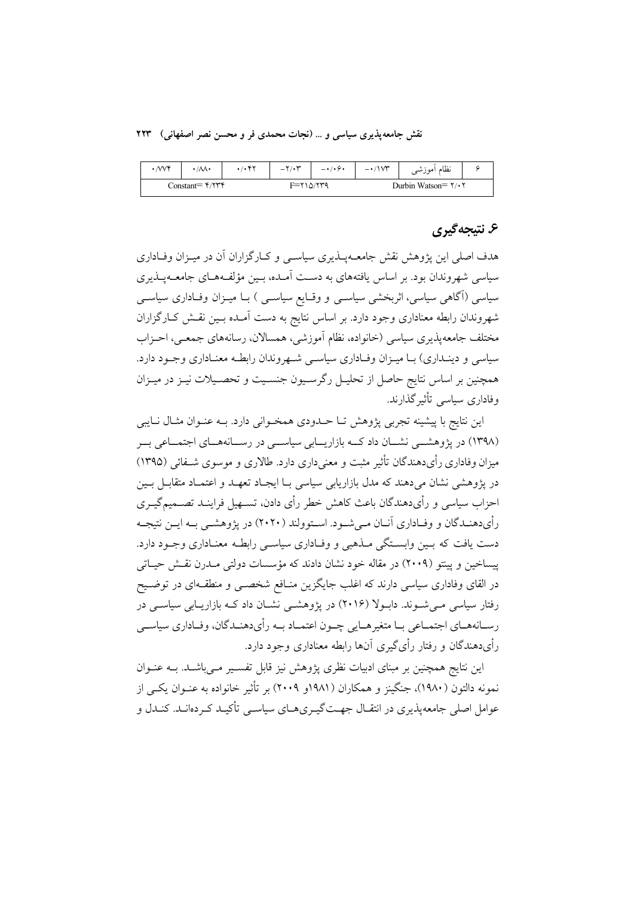| ۶ | نظام آموزشی | -۰/۱۷۳ | -۰/۰۶۰ | -۲/۰۳ | ۰/۰۴۲ | ۰/۸۸۰ | ۰/۷۷۴ |
|---|---|---|---|---|---|---|---|
| | Durbin Watson= ۲/۰۲ | | F=۲۱۵/۲۳۹ | | | Constant= ۴/۲۳۴ | |

## ۶. نتیجه‌گیری

هدف اصلی این پژوهش نقش جامعه‌پذیری سیاسی و کارگزاران آن در میزان وفاداری سیاسی شهروندان بود. بر اساس یافته‌های به دست آمده، بین مؤلفه‌های جامعه‌پذیری سیاسی (آگاهی سیاسی، اثربخشی سیاسی و وقایع سیاسی ) با میزان وفاداری سیاسی شهروندان رابطه معناداری وجود دارد. بر اساس نتایج به دست آمده بین نقش کارگزاران مختلف جامعه‌پذیری سیاسی (خانواده، نظام آموزشی، همسالان، رسانه‌های جمعی، احزاب سیاسی و دینداری) با میزان وفاداری سیاسی شهروندان رابطه معناداری وجود دارد. همچنین بر اساس نتایج حاصل از تحلیل رگرسیون جنسیت و تحصیلات نیز در میزان وفاداری سیاسی تأثیرگذارند.

این نتایج با پیشینه تجربی پژوهش تا حدودی همخوانی دارد. به عنوان مثال نایبی (۱۳۹۸) در پژوهشی نشان داد که بازاریابی سیاسی در رسانه‌های اجتماعی بر میزان وفاداری رأی‌دهندگان تأثیر مثبت و معنی‌داری دارد. طالاری و موسوی شفائی (۱۳۹۵) در پژوهشی نشان می‌دهند که مدل بازاریابی سیاسی با ایجاد تعهد و اعتماد متقابل بین احزاب سیاسی و رأی‌دهندگان باعث کاهش خطر رأی دادن، تسهیل فرایند تصمیم‌گیری رأی‌دهندگان و وفاداری آنان می‌شود. استولند (۲۰۲۰) در پژوهشی به این نتیجه دست یافت که بین وابستگی مذهبی و وفاداری سیاسی رابطه معناداری وجود دارد. پیساخین و پینتو (۲۰۰۹) در مقاله خود نشان دادند که مؤسسات دولتی مدرن نقش حیاتی در القای وفاداری سیاسی دارند که اغلب جایگزین منافع شخصی و منطقه‌ای در توضیح رفتار سیاسی می‌شوند. دابولا (۲۰۱۶) در پژوهشی نشان داد که بازاریابی سیاسی در رسانه‌های اجتماعی با متغیرهایی چون اعتماد به رأی‌دهندگان، وفاداری سیاسی رأی‌دهندگان و رفتار رأی‌گیری آنها رابطه معناداری وجود دارد.

این نتایج همچنین بر مبنای ادبیات نظری پژوهش نیز قابل تفسیر می‌باشد. به عنوان نمونه دالتون (۱۹۸۰)، جنگینز و همکاران (۱۹۸۱و ۲۰۰۹) بر تأثیر خانواده به عنوان یکی از عوامل اصلی جامعه‌پذیری در انتقال جهت‌گیری‌های سیاسی تأکید کرده‌اند. کندل و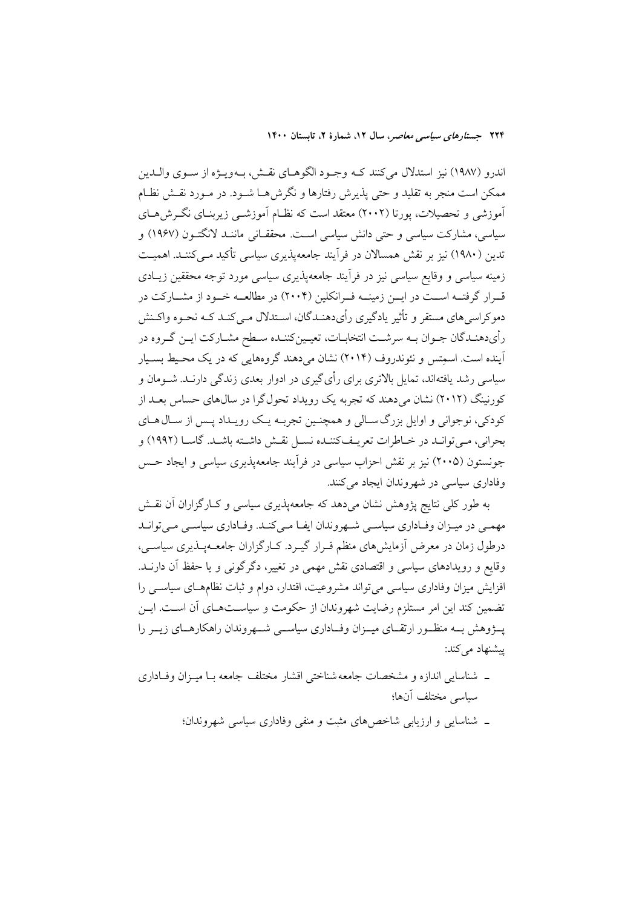اندرو (۱۹۸۷) نیز استدلال می‌کنند کـه وجـود الگوهـای نقـش، بـه‌ویـژه از سـوی والـدین ممکن است منجر به تقلید و حتی پذیرش رفتارها و نگرش‌هـا شـود. در مـورد نقـش نظـام آموزشی و تحصیلات، پورتا (۲۰۰۲) معتقد است که نظـام آموزشـی زیربنـای نگـرش‌هـای سیاسی، مشارکت سیاسی و حتی دانش سیاسی اسـت. محققـانی ماننـد لانگتـون (۱۹۶۷) و تدین (۱۹۸۰) نیز بر نقش همسالان در فرآیند جامعه‌پذیری سیاسی تأکید مـی‌کننـد. اهمیـت زمینه سیاسی و وقایع سیاسی نیز در فرآیند جامعه‌پذیری سیاسی مورد توجه محققین زیـادی قـرار گرفتـه اسـت در ایـن زمینـه فـرانکلین (۲۰۰۴) در مطالعـه خـود از مشـارکت در دموکراسی‌های مستقر و تأثیر یادگیری رأی‌دهنـدگان، اسـتدلال مـی‌کنـد کـه نحـوه واکـنش رأی‌دهنـدگان جـوان بـه سرشـت انتخابـات، تعیـین‌کننـده سـطح مشـارکت ایـن گـروه در آینده است. اسمِتس و نئوندروف (۲۰۱۴) نشان می‌دهند گروه‌هایی که در یک محـیط بسـیار سیاسی رشد یافته‌اند، تمایل بالاتری برای رأی‌گیری در ادوار بعدی زندگی دارنـد. شـومان و کورنینگ (۲۰۱۲) نشان می‌دهند که تجربه یک رویداد تحول‌گرا در سال‌های حساس بعـد از کودکی، نوجوانی و اوایل بزرگ‌سـالی و همچنـین تجربـه یـک رویـداد پـس از سـال‌هـای بحرانی، مـی‌توانـد در خـاطرات تعریـف‌کننـده نسـل نقـش داشـته باشـد. گاسـا (۱۹۹۲) و جونستون (۲۰۰۵) نیز بر نقش احزاب سیاسی در فرآیند جامعه‌پذیری سیاسی و ایجاد حـس وفاداری سیاسی در شهروندان ایجاد می‌کنند.

به طور کلی نتایج پژوهش نشان می‌دهد که جامعه‌پذیری سیاسی و کـارگزاران آن نقـش مهمـی در میـزان وفـاداری سیاسـی شـهروندان ایفـا مـی‌کنـد. وفـاداری سیاسـی مـی‌توانـد درطول زمان در معرض آزمایش‌های منظم قـرار گیـرد. کـارگزاران جامعـه‌پـذیری سیاسـی، وقایع و رویدادهای سیاسی و اقتصادی نقش مهمی در تغییر، دگرگونی و یا حفظ آن دارنـد. افزایش میزان وفاداری سیاسی می‌تواند مشروعیت، اقتدار، دوام و ثبات نظام‌هـای سیاسـی را تضمین کند این امر مستلزم رضایت شهروندان از حکومت و سیاسـت‌هـای آن اسـت. ایـن پـژوهش بـه منظـور ارتقـای میـزان وفـاداری سیاسـی شـهروندان راهکارهـای زیـر را پیشنهاد می‌کند:

- شناسایی اندازه و مشخصات جامعه‌شناختی اقشار مختلف جامعه بـا میـزان وفـاداری سیاسی مختلف آن‌ها؛
- شناسایی و ارزیابی شاخص‌های مثبت و منفی وفاداری سیاسی شهروندان؛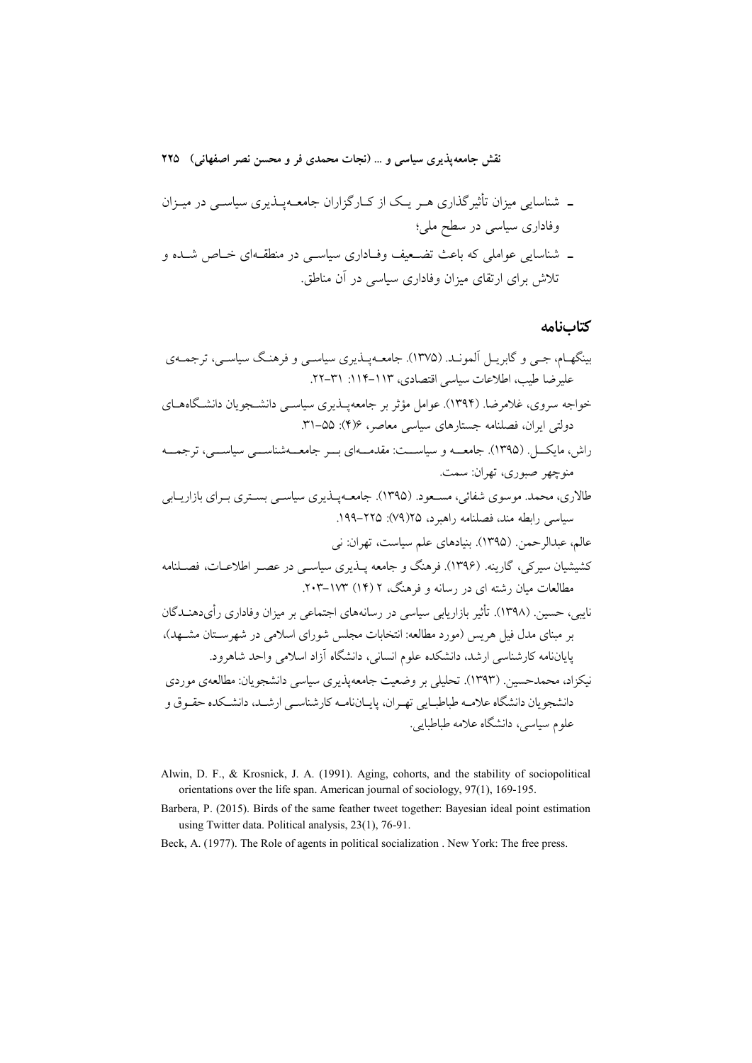- شناسایی میزان تأثیرگذاری هر یک از کارگزاران جامعه‌پذیری سیاسی در میزان وفاداری سیاسی در سطح ملی؛
- شناسایی عواملی که باعث تضعیف وفاداری سیاسی در منطقه‌ای خاص شده و تلاش برای ارتقای میزان وفاداری سیاسی در آن مناطق.

## کتاب‌نامه

بینگهام، جی و گابریل آلموند. (۱۳۷۵). جامعه‌پذیری سیاسی و فرهنگ سیاسی، ترجمه‌ی علیرضا طیب، اطلاعات سیاسی اقتصادی، ۱۱۳-۱۱۴: ۳۱-۲۲.

خواجه سروی، غلامرضا. (۱۳۹۴). عوامل مؤثر بر جامعه‌پذیری سیاسی دانشجویان دانشگاه‌های دولتی ایران، فصلنامه جستارهای سیاسی معاصر، ۶(۴): ۵۵-۳۱.

راش، مایکل. (۱۳۹۵). جامعه و سیاست: مقدمه‌ای بر جامعه‌شناسی سیاسی، ترجمه منوچهر صبوری، تهران: سمت.

طالاری، محمد. موسوی شفائی، مسعود. (۱۳۹۵). جامعه‌پذیری سیاسی بستری برای بازاریابی سیاسی رابطه مند، فصلنامه راهبرد، ۲۵(۷۹): ۲۲۵-۱۹۹.

عالم، عبدالرحمن. (۱۳۹۵). بنیادهای علم سیاست، تهران: نی

کشیشیان سیرکی، گارینه. (۱۳۹۶). فرهنگ و جامعه پذیری سیاسی در عصر اطلاعات، فصلنامه مطالعات میان رشته ای در رسانه و فرهنگ، ۲ (۱۴) ۱۷۳-۲۰۳.

نایبی، حسین. (۱۳۹۸). تأثیر بازاریابی سیاسی در رسانه‌های اجتماعی بر میزان وفاداری رأی‌دهندگان بر مبنای مدل فیل هریس (مورد مطالعه: انتخابات مجلس شورای اسلامی در شهرستان مشهد)، پایان‌نامه کارشناسی ارشد، دانشکده علوم انسانی، دانشگاه آزاد اسلامی واحد شاهرود.

نیکزاد، محمدحسین. (۱۳۹۳). تحلیلی بر وضعیت جامعه‌پذیری سیاسی دانشجویان: مطالعه‌ی موردی دانشجویان دانشگاه علامه طباطبایی تهران، پایان‌نامه کارشناسی ارشد، دانشکده حقوق و علوم سیاسی، دانشگاه علامه طباطبایی.

Alwin, D. F., & Krosnick, J. A. (1991). Aging, cohorts, and the stability of sociopolitical orientations over the life span. American journal of sociology, 97(1), 169-195.

Barbera, P. (2015). Birds of the same feather tweet together: Bayesian ideal point estimation using Twitter data. Political analysis, 23(1), 76-91.

Beck, A. (1977). The Role of agents in political socialization . New York: The free press.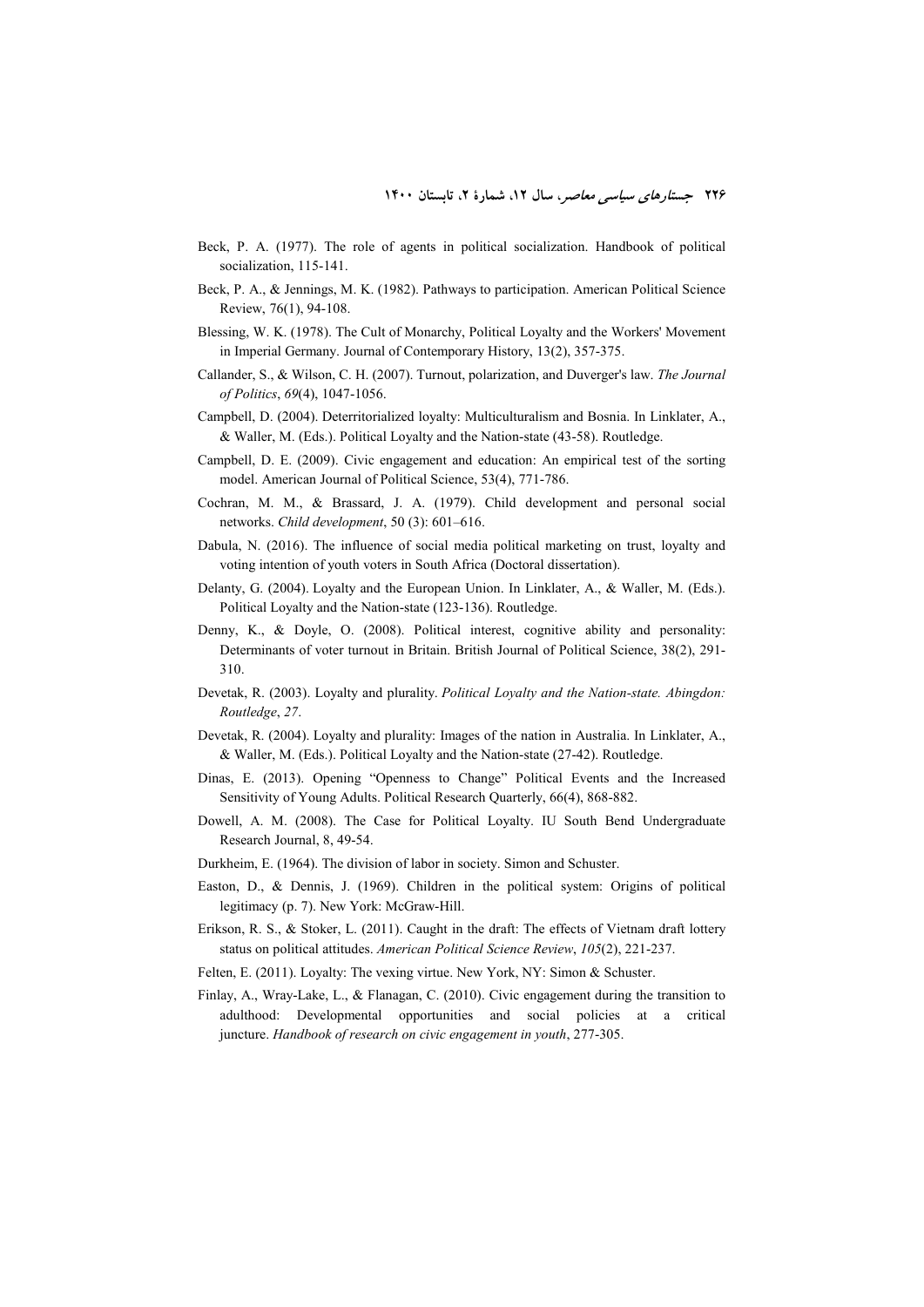Beck, P. A. (1977). The role of agents in political socialization. Handbook of political socialization, 115-141.

Beck, P. A., & Jennings, M. K. (1982). Pathways to participation. American Political Science Review, 76(1), 94-108.

Blessing, W. K. (1978). The Cult of Monarchy, Political Loyalty and the Workers' Movement in Imperial Germany. Journal of Contemporary History, 13(2), 357-375.

Callander, S., & Wilson, C. H. (2007). Turnout, polarization, and Duverger's law. *The Journal of Politics*, *69*(4), 1047-1056.

Campbell, D. (2004). Deterritorialized loyalty: Multiculturalism and Bosnia. In Linklater, A., & Waller, M. (Eds.). Political Loyalty and the Nation-state (43-58). Routledge.

Campbell, D. E. (2009). Civic engagement and education: An empirical test of the sorting model. American Journal of Political Science, 53(4), 771-786.

Cochran, M. M., & Brassard, J. A. (1979). Child development and personal social networks. *Child development*, 50 (3): 601–616.

Dabula, N. (2016). The influence of social media political marketing on trust, loyalty and voting intention of youth voters in South Africa (Doctoral dissertation).

Delanty, G. (2004). Loyalty and the European Union. In Linklater, A., & Waller, M. (Eds.). Political Loyalty and the Nation-state (123-136). Routledge.

Denny, K., & Doyle, O. (2008). Political interest, cognitive ability and personality: Determinants of voter turnout in Britain. British Journal of Political Science, 38(2), 291-310.

Devetak, R. (2003). Loyalty and plurality. *Political Loyalty and the Nation-state. Abingdon: Routledge*, *27*.

Devetak, R. (2004). Loyalty and plurality: Images of the nation in Australia. In Linklater, A., & Waller, M. (Eds.). Political Loyalty and the Nation-state (27-42). Routledge.

Dinas, E. (2013). Opening "Openness to Change" Political Events and the Increased Sensitivity of Young Adults. Political Research Quarterly, 66(4), 868-882.

Dowell, A. M. (2008). The Case for Political Loyalty. IU South Bend Undergraduate Research Journal, 8, 49-54.

Durkheim, E. (1964). The division of labor in society. Simon and Schuster.

Easton, D., & Dennis, J. (1969). Children in the political system: Origins of political legitimacy (p. 7). New York: McGraw-Hill.

Erikson, R. S., & Stoker, L. (2011). Caught in the draft: The effects of Vietnam draft lottery status on political attitudes. *American Political Science Review*, *105*(2), 221-237.

Felten, E. (2011). Loyalty: The vexing virtue. New York, NY: Simon & Schuster.

Finlay, A., Wray-Lake, L., & Flanagan, C. (2010). Civic engagement during the transition to adulthood: Developmental opportunities and social policies at a critical juncture. *Handbook of research on civic engagement in youth*, 277-305.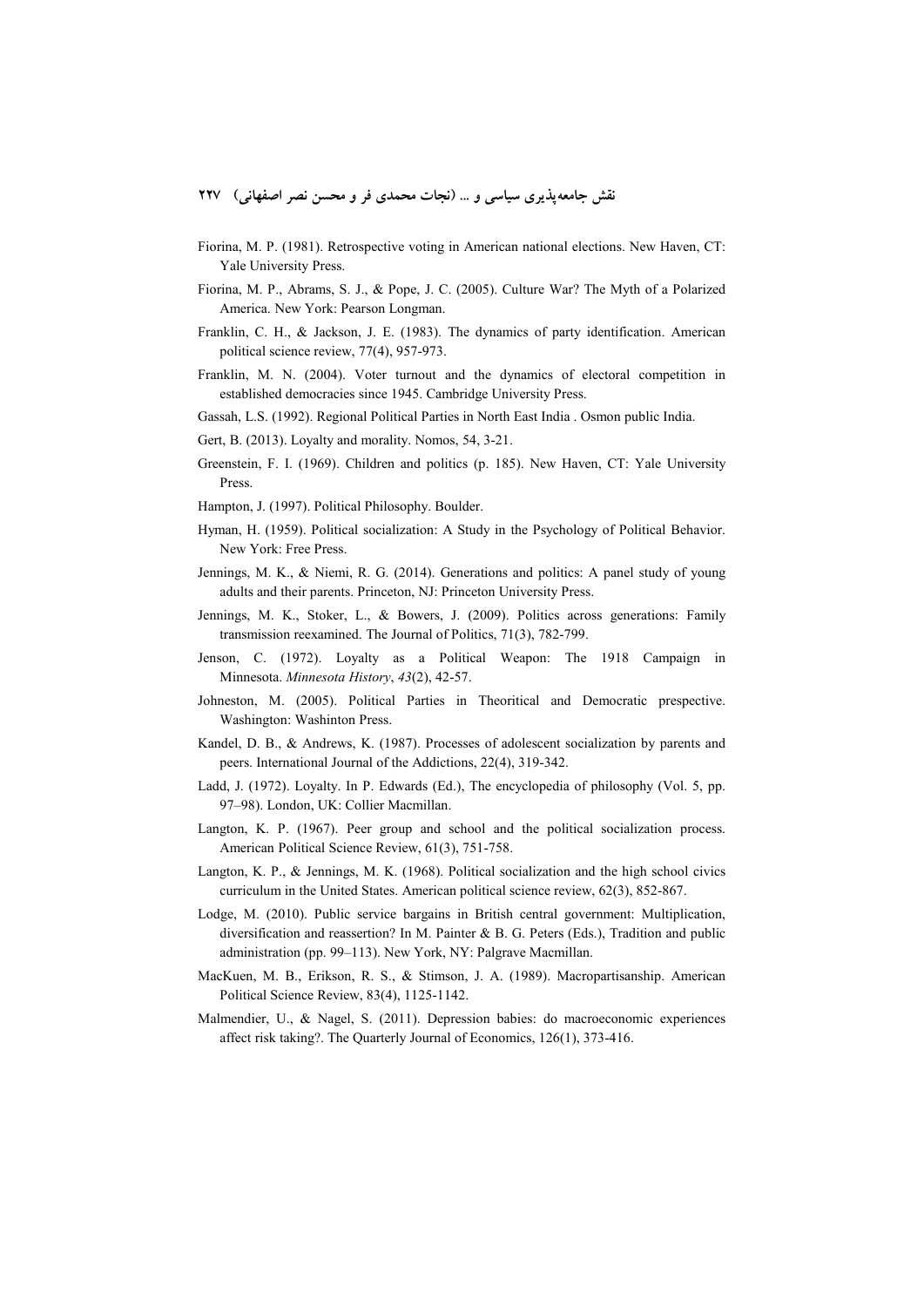Fiorina, M. P. (1981). Retrospective voting in American national elections. New Haven, CT: Yale University Press.

Fiorina, M. P., Abrams, S. J., & Pope, J. C. (2005). Culture War? The Myth of a Polarized America. New York: Pearson Longman.

Franklin, C. H., & Jackson, J. E. (1983). The dynamics of party identification. American political science review, 77(4), 957-973.

Franklin, M. N. (2004). Voter turnout and the dynamics of electoral competition in established democracies since 1945. Cambridge University Press.

Gassah, L.S. (1992). Regional Political Parties in North East India . Osmon public India.

Gert, B. (2013). Loyalty and morality. Nomos, 54, 3-21.

Greenstein, F. I. (1969). Children and politics (p. 185). New Haven, CT: Yale University Press.

Hampton, J. (1997). Political Philosophy. Boulder.

Hyman, H. (1959). Political socialization: A Study in the Psychology of Political Behavior. New York: Free Press.

Jennings, M. K., & Niemi, R. G. (2014). Generations and politics: A panel study of young adults and their parents. Princeton, NJ: Princeton University Press.

Jennings, M. K., Stoker, L., & Bowers, J. (2009). Politics across generations: Family transmission reexamined. The Journal of Politics, 71(3), 782-799.

Jenson, C. (1972). Loyalty as a Political Weapon: The 1918 Campaign in Minnesota. *Minnesota History*, *43*(2), 42-57.

Johneston, M. (2005). Political Parties in Theoritical and Democratic prespective. Washington: Washinton Press.

Kandel, D. B., & Andrews, K. (1987). Processes of adolescent socialization by parents and peers. International Journal of the Addictions, 22(4), 319-342.

Ladd, J. (1972). Loyalty. In P. Edwards (Ed.), The encyclopedia of philosophy (Vol. 5, pp. 97–98). London, UK: Collier Macmillan.

Langton, K. P. (1967). Peer group and school and the political socialization process. American Political Science Review, 61(3), 751-758.

Langton, K. P., & Jennings, M. K. (1968). Political socialization and the high school civics curriculum in the United States. American political science review, 62(3), 852-867.

Lodge, M. (2010). Public service bargains in British central government: Multiplication, diversification and reassertion? In M. Painter & B. G. Peters (Eds.), Tradition and public administration (pp. 99–113). New York, NY: Palgrave Macmillan.

MacKuen, M. B., Erikson, R. S., & Stimson, J. A. (1989). Macropartisanship. American Political Science Review, 83(4), 1125-1142.

Malmendier, U., & Nagel, S. (2011). Depression babies: do macroeconomic experiences affect risk taking?. The Quarterly Journal of Economics, 126(1), 373-416.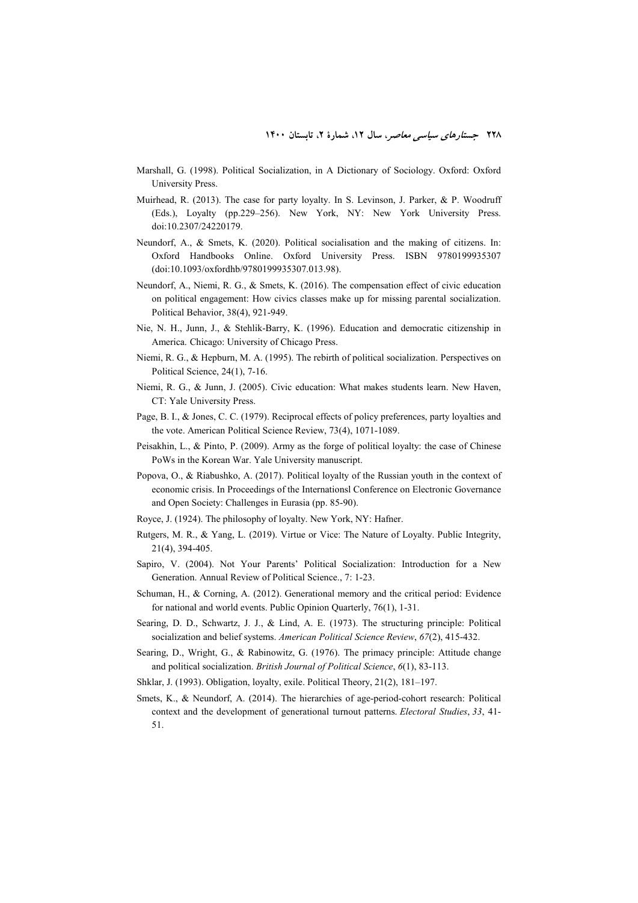Marshall, G. (1998). Political Socialization, in A Dictionary of Sociology. Oxford: Oxford University Press.

Muirhead, R. (2013). The case for party loyalty. In S. Levinson, J. Parker, & P. Woodruff (Eds.), Loyalty (pp.229–256). New York, NY: New York University Press. doi:10.2307/24220179.

Neundorf, A., & Smets, K. (2020). Political socialisation and the making of citizens. In: Oxford Handbooks Online. Oxford University Press. ISBN 9780199935307 (doi:10.1093/oxfordhb/9780199935307.013.98).

Neundorf, A., Niemi, R. G., & Smets, K. (2016). The compensation effect of civic education on political engagement: How civics classes make up for missing parental socialization. Political Behavior, 38(4), 921-949.

Nie, N. H., Junn, J., & Stehlik-Barry, K. (1996). Education and democratic citizenship in America. Chicago: University of Chicago Press.

Niemi, R. G., & Hepburn, M. A. (1995). The rebirth of political socialization. Perspectives on Political Science, 24(1), 7-16.

Niemi, R. G., & Junn, J. (2005). Civic education: What makes students learn. New Haven, CT: Yale University Press.

Page, B. I., & Jones, C. C. (1979). Reciprocal effects of policy preferences, party loyalties and the vote. American Political Science Review, 73(4), 1071-1089.

Peisakhin, L., & Pinto, P. (2009). Army as the forge of political loyalty: the case of Chinese PoWs in the Korean War. Yale University manuscript.

Popova, O., & Riabushko, A. (2017). Political loyalty of the Russian youth in the context of economic crisis. In Proceedings of the Internationsl Conference on Electronic Governance and Open Society: Challenges in Eurasia (pp. 85-90).

Royce, J. (1924). The philosophy of loyalty. New York, NY: Hafner.

Rutgers, M. R., & Yang, L. (2019). Virtue or Vice: The Nature of Loyalty. Public Integrity, 21(4), 394-405.

Sapiro, V. (2004). Not Your Parents' Political Socialization: Introduction for a New Generation. Annual Review of Political Science., 7: 1-23.

Schuman, H., & Corning, A. (2012). Generational memory and the critical period: Evidence for national and world events. Public Opinion Quarterly, 76(1), 1-31.

Searing, D. D., Schwartz, J. J., & Lind, A. E. (1973). The structuring principle: Political socialization and belief systems. *American Political Science Review*, *67*(2), 415-432.

Searing, D., Wright, G., & Rabinowitz, G. (1976). The primacy principle: Attitude change and political socialization. *British Journal of Political Science*, *6*(1), 83-113.

Shklar, J. (1993). Obligation, loyalty, exile. Political Theory, 21(2), 181–197.

Smets, K., & Neundorf, A. (2014). The hierarchies of age-period-cohort research: Political context and the development of generational turnout patterns. *Electoral Studies*, *33*, 41-51.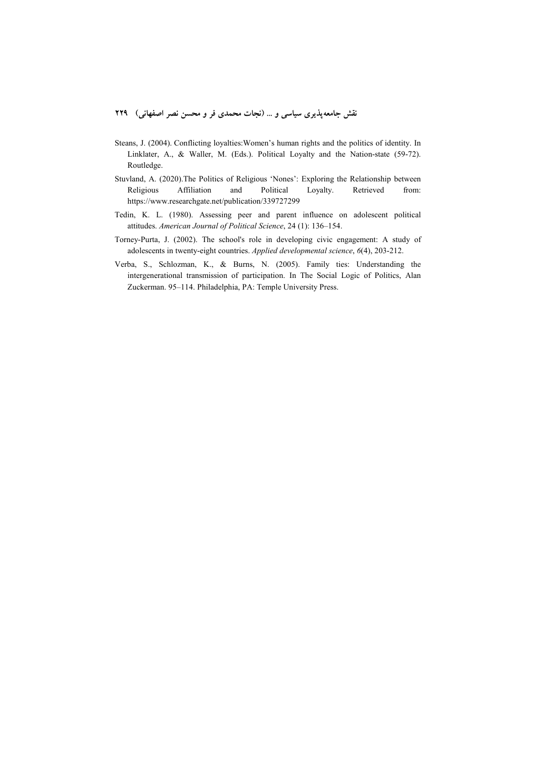Steans, J. (2004). Conflicting loyalties:Women's human rights and the politics of identity. In Linklater, A., & Waller, M. (Eds.). Political Loyalty and the Nation-state (59-72). Routledge.

Stuvland, A. (2020).The Politics of Religious 'Nones': Exploring the Relationship between Religious Affiliation and Political Loyalty. Retrieved from: https://www.researchgate.net/publication/339727299

Tedin, K. L. (1980). Assessing peer and parent influence on adolescent political attitudes. *American Journal of Political Science*, 24 (1): 136–154.

Torney-Purta, J. (2002). The school's role in developing civic engagement: A study of adolescents in twenty-eight countries. *Applied developmental science*, *6*(4), 203-212.

Verba, S., Schlozman, K., & Burns, N. (2005). Family ties: Understanding the intergenerational transmission of participation. In The Social Logic of Politics, Alan Zuckerman. 95–114. Philadelphia, PA: Temple University Press.